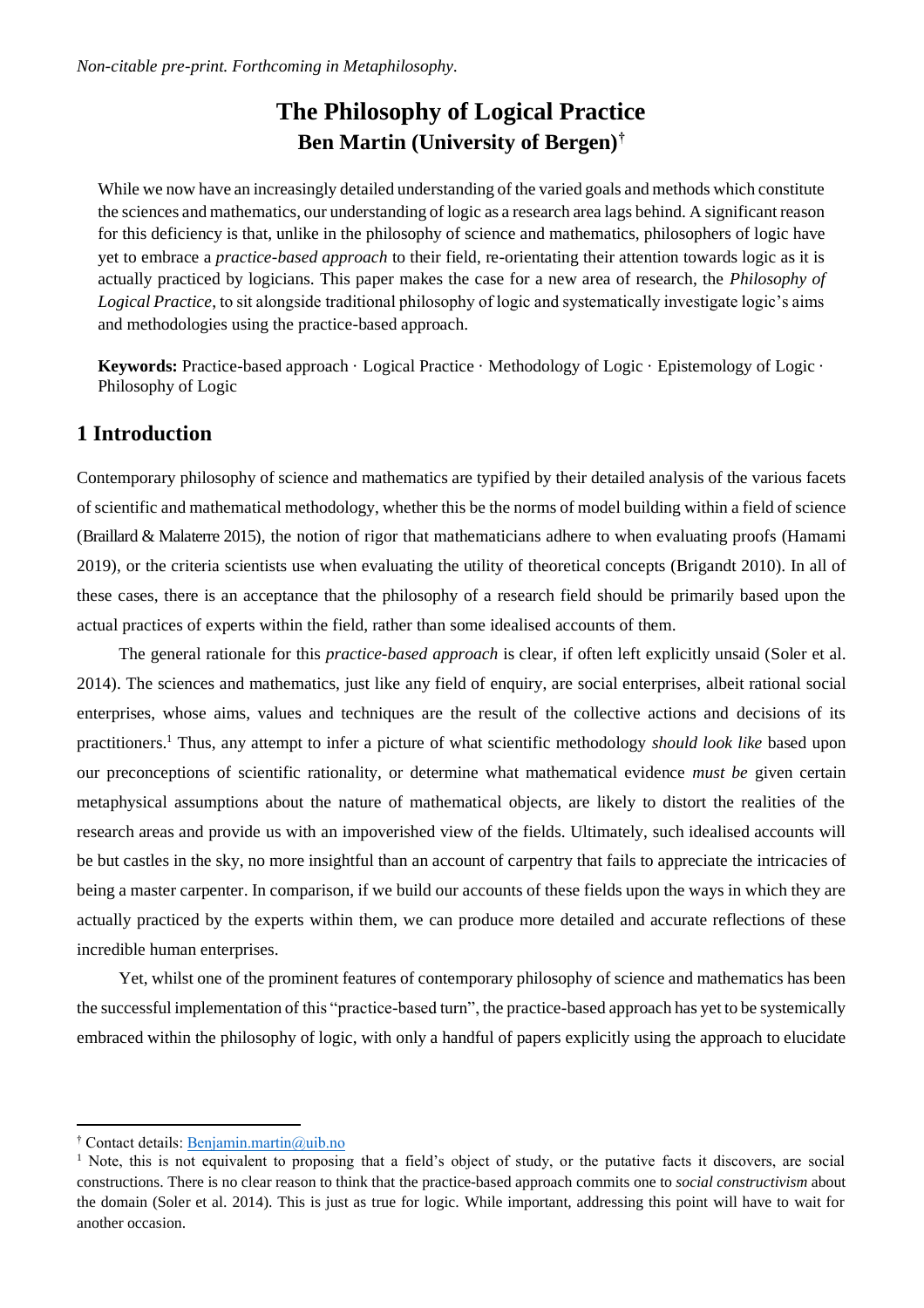*Non-citable pre-print. Forthcoming in Metaphilosophy.*

# The Philosophy of Logical Practice

**Ben Martin (University of Bergen)**[†]

While we now have an increasingly detailed understanding of the varied goals and methods which constitute the sciences and mathematics, our understanding of logic as a research area lags behind. A significant reason for this deficiency is that, unlike in the philosophy of science and mathematics, philosophers of logic have yet to embrace a *practice-based approach* to their field, re-orientating their attention towards logic as it is actually practiced by logicians. This paper makes the case for a new area of research, the *Philosophy of Logical Practice*, to sit alongside traditional philosophy of logic and systematically investigate logic's aims and methodologies using the practice-based approach.

**Keywords:** Practice-based approach · Logical Practice · Methodology of Logic · Epistemology of Logic · Philosophy of Logic

## 1 Introduction

Contemporary philosophy of science and mathematics are typified by their detailed analysis of the various facets of scientific and mathematical methodology, whether this be the norms of model building within a field of science (Braillard & Malaterre 2015), the notion of rigor that mathematicians adhere to when evaluating proofs (Hamami 2019), or the criteria scientists use when evaluating the utility of theoretical concepts (Brigandt 2010). In all of these cases, there is an acceptance that the philosophy of a research field should be primarily based upon the actual practices of experts within the field, rather than some idealised accounts of them.

The general rationale for this *practice-based approach* is clear, if often left explicitly unsaid (Soler et al. 2014). The sciences and mathematics, just like any field of enquiry, are social enterprises, albeit rational social enterprises, whose aims, values and techniques are the result of the collective actions and decisions of its practitioners.[1] Thus, any attempt to infer a picture of what scientific methodology *should look like* based upon our preconceptions of scientific rationality, or determine what mathematical evidence *must be* given certain metaphysical assumptions about the nature of mathematical objects, are likely to distort the realities of the research areas and provide us with an impoverished view of the fields. Ultimately, such idealised accounts will be but castles in the sky, no more insightful than an account of carpentry that fails to appreciate the intricacies of being a master carpenter. In comparison, if we build our accounts of these fields upon the ways in which they are actually practiced by the experts within them, we can produce more detailed and accurate reflections of these incredible human enterprises.

Yet, whilst one of the prominent features of contemporary philosophy of science and mathematics has been the successful implementation of this "practice-based turn", the practice-based approach has yet to be systemically embraced within the philosophy of logic, with only a handful of papers explicitly using the approach to elucidate

---

[†] Contact details: Benjamin.martin@uib.no

[1] Note, this is not equivalent to proposing that a field's object of study, or the putative facts it discovers, are social constructions. There is no clear reason to think that the practice-based approach commits one to *social constructivism* about the domain (Soler et al. 2014). This is just as true for logic. While important, addressing this point will have to wait for another occasion.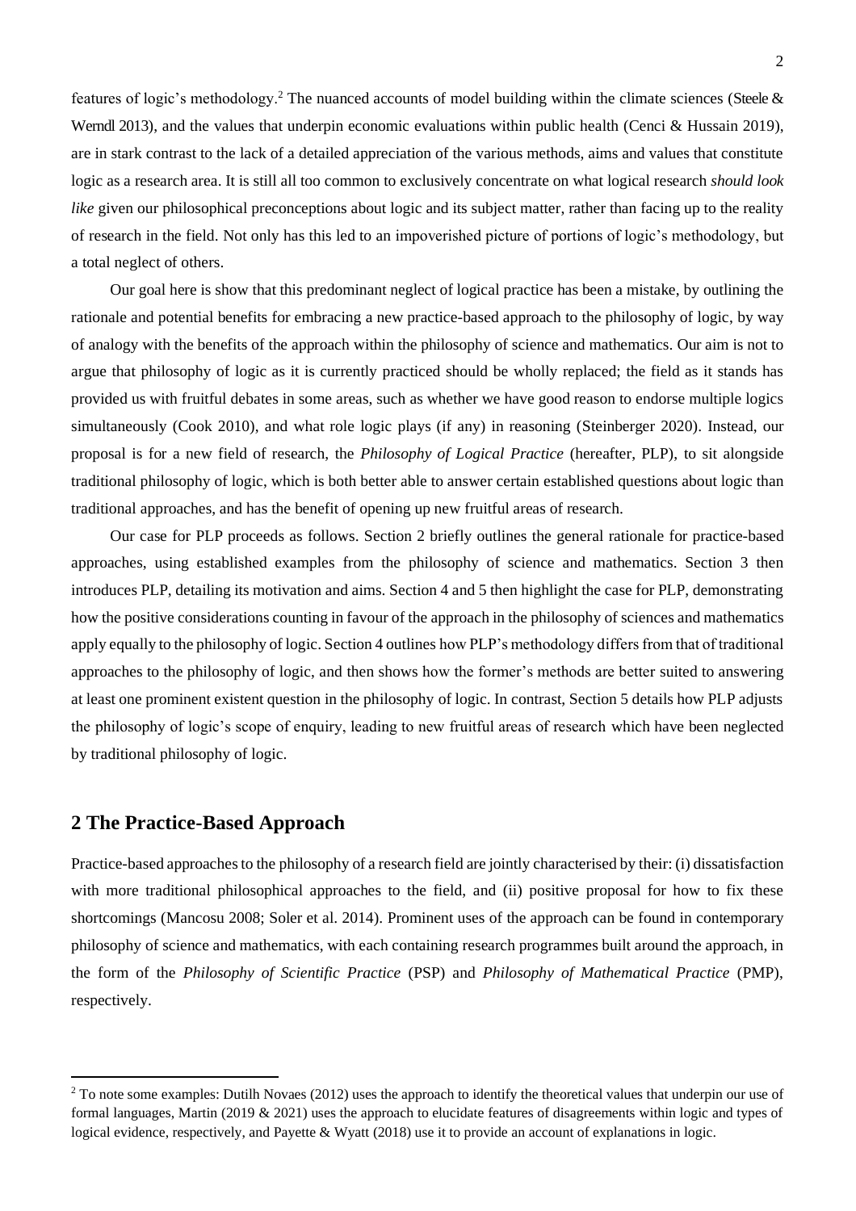features of logic's methodology.[2] The nuanced accounts of model building within the climate sciences (Steele & Werndl 2013), and the values that underpin economic evaluations within public health (Cenci & Hussain 2019), are in stark contrast to the lack of a detailed appreciation of the various methods, aims and values that constitute logic as a research area. It is still all too common to exclusively concentrate on what logical research *should look like* given our philosophical preconceptions about logic and its subject matter, rather than facing up to the reality of research in the field. Not only has this led to an impoverished picture of portions of logic's methodology, but a total neglect of others.

Our goal here is show that this predominant neglect of logical practice has been a mistake, by outlining the rationale and potential benefits for embracing a new practice-based approach to the philosophy of logic, by way of analogy with the benefits of the approach within the philosophy of science and mathematics. Our aim is not to argue that philosophy of logic as it is currently practiced should be wholly replaced; the field as it stands has provided us with fruitful debates in some areas, such as whether we have good reason to endorse multiple logics simultaneously (Cook 2010), and what role logic plays (if any) in reasoning (Steinberger 2020). Instead, our proposal is for a new field of research, the *Philosophy of Logical Practice* (hereafter, PLP), to sit alongside traditional philosophy of logic, which is both better able to answer certain established questions about logic than traditional approaches, and has the benefit of opening up new fruitful areas of research.

Our case for PLP proceeds as follows. Section 2 briefly outlines the general rationale for practice-based approaches, using established examples from the philosophy of science and mathematics. Section 3 then introduces PLP, detailing its motivation and aims. Section 4 and 5 then highlight the case for PLP, demonstrating how the positive considerations counting in favour of the approach in the philosophy of sciences and mathematics apply equally to the philosophy of logic. Section 4 outlines how PLP's methodology differs from that of traditional approaches to the philosophy of logic, and then shows how the former's methods are better suited to answering at least one prominent existent question in the philosophy of logic. In contrast, Section 5 details how PLP adjusts the philosophy of logic's scope of enquiry, leading to new fruitful areas of research which have been neglected by traditional philosophy of logic.

## 2 The Practice-Based Approach

Practice-based approaches to the philosophy of a research field are jointly characterised by their: (i) dissatisfaction with more traditional philosophical approaches to the field, and (ii) positive proposal for how to fix these shortcomings (Mancosu 2008; Soler et al. 2014). Prominent uses of the approach can be found in contemporary philosophy of science and mathematics, with each containing research programmes built around the approach, in the form of the *Philosophy of Scientific Practice* (PSP) and *Philosophy of Mathematical Practice* (PMP), respectively.

[2] To note some examples: Dutilh Novaes (2012) uses the approach to identify the theoretical values that underpin our use of formal languages, Martin (2019 & 2021) uses the approach to elucidate features of disagreements within logic and types of logical evidence, respectively, and Payette & Wyatt (2018) use it to provide an account of explanations in logic.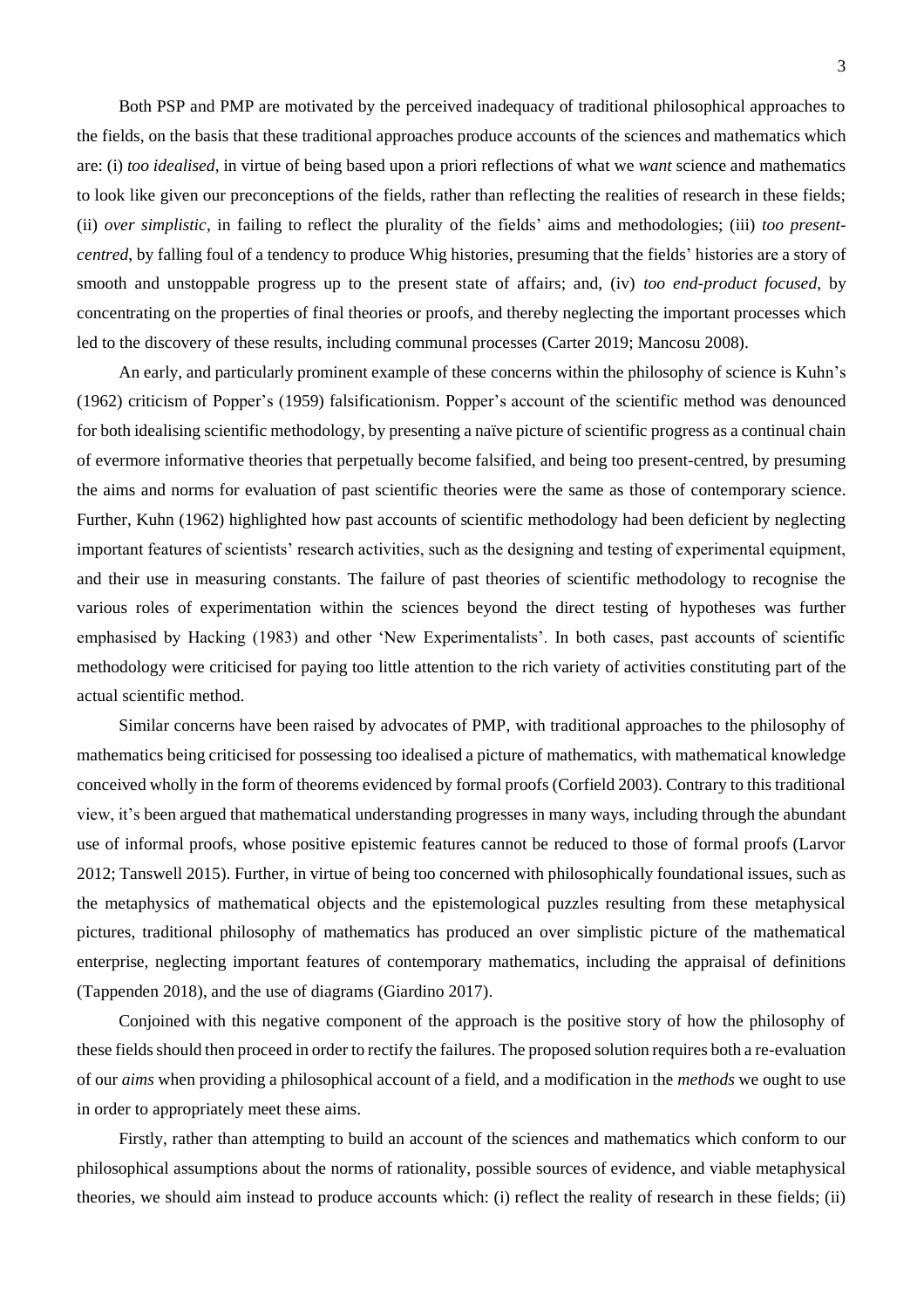Both PSP and PMP are motivated by the perceived inadequacy of traditional philosophical approaches to the fields, on the basis that these traditional approaches produce accounts of the sciences and mathematics which are: (i) *too idealised*, in virtue of being based upon a priori reflections of what we *want* science and mathematics to look like given our preconceptions of the fields, rather than reflecting the realities of research in these fields; (ii) *over simplistic*, in failing to reflect the plurality of the fields' aims and methodologies; (iii) *too present-centred*, by falling foul of a tendency to produce Whig histories, presuming that the fields' histories are a story of smooth and unstoppable progress up to the present state of affairs; and, (iv) *too end-product focused*, by concentrating on the properties of final theories or proofs, and thereby neglecting the important processes which led to the discovery of these results, including communal processes (Carter 2019; Mancosu 2008).

An early, and particularly prominent example of these concerns within the philosophy of science is Kuhn's (1962) criticism of Popper's (1959) falsificationism. Popper's account of the scientific method was denounced for both idealising scientific methodology, by presenting a naïve picture of scientific progress as a continual chain of evermore informative theories that perpetually become falsified, and being too present-centred, by presuming the aims and norms for evaluation of past scientific theories were the same as those of contemporary science. Further, Kuhn (1962) highlighted how past accounts of scientific methodology had been deficient by neglecting important features of scientists' research activities, such as the designing and testing of experimental equipment, and their use in measuring constants. The failure of past theories of scientific methodology to recognise the various roles of experimentation within the sciences beyond the direct testing of hypotheses was further emphasised by Hacking (1983) and other 'New Experimentalists'. In both cases, past accounts of scientific methodology were criticised for paying too little attention to the rich variety of activities constituting part of the actual scientific method.

Similar concerns have been raised by advocates of PMP, with traditional approaches to the philosophy of mathematics being criticised for possessing too idealised a picture of mathematics, with mathematical knowledge conceived wholly in the form of theorems evidenced by formal proofs (Corfield 2003). Contrary to this traditional view, it's been argued that mathematical understanding progresses in many ways, including through the abundant use of informal proofs, whose positive epistemic features cannot be reduced to those of formal proofs (Larvor 2012; Tanswell 2015). Further, in virtue of being too concerned with philosophically foundational issues, such as the metaphysics of mathematical objects and the epistemological puzzles resulting from these metaphysical pictures, traditional philosophy of mathematics has produced an over simplistic picture of the mathematical enterprise, neglecting important features of contemporary mathematics, including the appraisal of definitions (Tappenden 2018), and the use of diagrams (Giardino 2017).

Conjoined with this negative component of the approach is the positive story of how the philosophy of these fields should then proceed in order to rectify the failures. The proposed solution requires both a re-evaluation of our *aims* when providing a philosophical account of a field, and a modification in the *methods* we ought to use in order to appropriately meet these aims.

Firstly, rather than attempting to build an account of the sciences and mathematics which conform to our philosophical assumptions about the norms of rationality, possible sources of evidence, and viable metaphysical theories, we should aim instead to produce accounts which: (i) reflect the reality of research in these fields; (ii)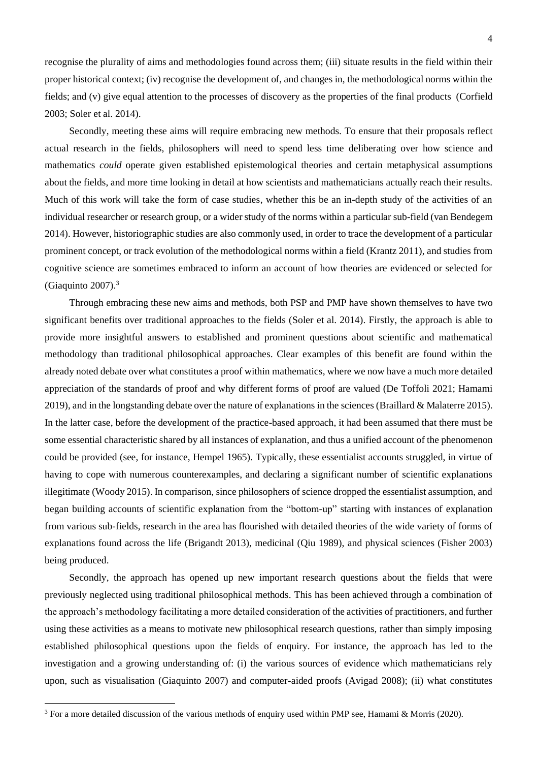recognise the plurality of aims and methodologies found across them; (iii) situate results in the field within their proper historical context; (iv) recognise the development of, and changes in, the methodological norms within the fields; and (v) give equal attention to the processes of discovery as the properties of the final products (Corfield 2003; Soler et al. 2014).

Secondly, meeting these aims will require embracing new methods. To ensure that their proposals reflect actual research in the fields, philosophers will need to spend less time deliberating over how science and mathematics *could* operate given established epistemological theories and certain metaphysical assumptions about the fields, and more time looking in detail at how scientists and mathematicians actually reach their results. Much of this work will take the form of case studies, whether this be an in-depth study of the activities of an individual researcher or research group, or a wider study of the norms within a particular sub-field (van Bendegem 2014). However, historiographic studies are also commonly used, in order to trace the development of a particular prominent concept, or track evolution of the methodological norms within a field (Krantz 2011), and studies from cognitive science are sometimes embraced to inform an account of how theories are evidenced or selected for (Giaquinto 2007).[3]

Through embracing these new aims and methods, both PSP and PMP have shown themselves to have two significant benefits over traditional approaches to the fields (Soler et al. 2014). Firstly, the approach is able to provide more insightful answers to established and prominent questions about scientific and mathematical methodology than traditional philosophical approaches. Clear examples of this benefit are found within the already noted debate over what constitutes a proof within mathematics, where we now have a much more detailed appreciation of the standards of proof and why different forms of proof are valued (De Toffoli 2021; Hamami 2019), and in the longstanding debate over the nature of explanations in the sciences (Braillard & Malaterre 2015). In the latter case, before the development of the practice-based approach, it had been assumed that there must be some essential characteristic shared by all instances of explanation, and thus a unified account of the phenomenon could be provided (see, for instance, Hempel 1965). Typically, these essentialist accounts struggled, in virtue of having to cope with numerous counterexamples, and declaring a significant number of scientific explanations illegitimate (Woody 2015). In comparison, since philosophers of science dropped the essentialist assumption, and began building accounts of scientific explanation from the "bottom-up" starting with instances of explanation from various sub-fields, research in the area has flourished with detailed theories of the wide variety of forms of explanations found across the life (Brigandt 2013), medicinal (Qiu 1989), and physical sciences (Fisher 2003) being produced.

Secondly, the approach has opened up new important research questions about the fields that were previously neglected using traditional philosophical methods. This has been achieved through a combination of the approach's methodology facilitating a more detailed consideration of the activities of practitioners, and further using these activities as a means to motivate new philosophical research questions, rather than simply imposing established philosophical questions upon the fields of enquiry. For instance, the approach has led to the investigation and a growing understanding of: (i) the various sources of evidence which mathematicians rely upon, such as visualisation (Giaquinto 2007) and computer-aided proofs (Avigad 2008); (ii) what constitutes

[3] For a more detailed discussion of the various methods of enquiry used within PMP see, Hamami & Morris (2020).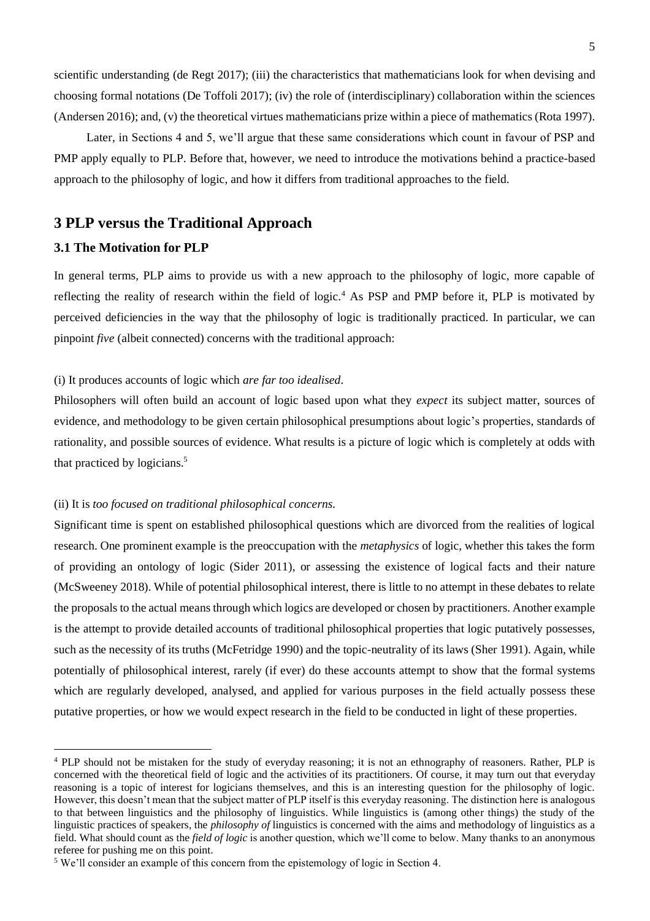scientific understanding (de Regt 2017); (iii) the characteristics that mathematicians look for when devising and choosing formal notations (De Toffoli 2017); (iv) the role of (interdisciplinary) collaboration within the sciences (Andersen 2016); and, (v) the theoretical virtues mathematicians prize within a piece of mathematics (Rota 1997).

Later, in Sections 4 and 5, we'll argue that these same considerations which count in favour of PSP and PMP apply equally to PLP. Before that, however, we need to introduce the motivations behind a practice-based approach to the philosophy of logic, and how it differs from traditional approaches to the field.

## 3 PLP versus the Traditional Approach

### 3.1 The Motivation for PLP

In general terms, PLP aims to provide us with a new approach to the philosophy of logic, more capable of reflecting the reality of research within the field of logic.[4] As PSP and PMP before it, PLP is motivated by perceived deficiencies in the way that the philosophy of logic is traditionally practiced. In particular, we can pinpoint *five* (albeit connected) concerns with the traditional approach:

(i) It produces accounts of logic which *are far too idealised*.

Philosophers will often build an account of logic based upon what they *expect* its subject matter, sources of evidence, and methodology to be given certain philosophical presumptions about logic's properties, standards of rationality, and possible sources of evidence. What results is a picture of logic which is completely at odds with that practiced by logicians.[5]

(ii) It is *too focused on traditional philosophical concerns.*

Significant time is spent on established philosophical questions which are divorced from the realities of logical research. One prominent example is the preoccupation with the *metaphysics* of logic, whether this takes the form of providing an ontology of logic (Sider 2011), or assessing the existence of logical facts and their nature (McSweeney 2018). While of potential philosophical interest, there is little to no attempt in these debates to relate the proposals to the actual means through which logics are developed or chosen by practitioners. Another example is the attempt to provide detailed accounts of traditional philosophical properties that logic putatively possesses, such as the necessity of its truths (McFetridge 1990) and the topic-neutrality of its laws (Sher 1991). Again, while potentially of philosophical interest, rarely (if ever) do these accounts attempt to show that the formal systems which are regularly developed, analysed, and applied for various purposes in the field actually possess these putative properties, or how we would expect research in the field to be conducted in light of these properties.

---

[4] PLP should not be mistaken for the study of everyday reasoning; it is not an ethnography of reasoners. Rather, PLP is concerned with the theoretical field of logic and the activities of its practitioners. Of course, it may turn out that everyday reasoning is a topic of interest for logicians themselves, and this is an interesting question for the philosophy of logic. However, this doesn't mean that the subject matter of PLP itself is this everyday reasoning. The distinction here is analogous to that between linguistics and the philosophy of linguistics. While linguistics is (among other things) the study of the linguistic practices of speakers, the *philosophy of* linguistics is concerned with the aims and methodology of linguistics as a field. What should count as the *field of logic* is another question, which we'll come to below. Many thanks to an anonymous referee for pushing me on this point.

[5] We'll consider an example of this concern from the epistemology of logic in Section 4.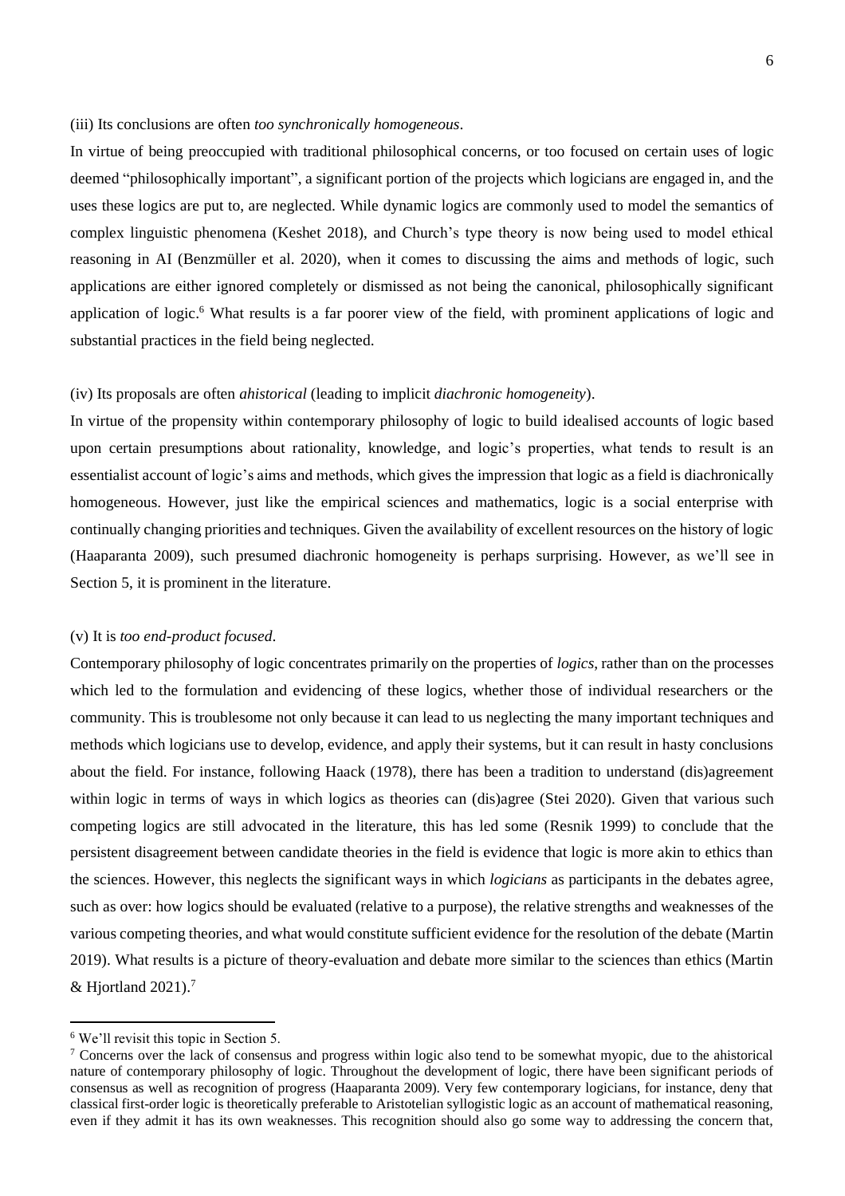(iii) Its conclusions are often *too synchronically homogeneous*.

In virtue of being preoccupied with traditional philosophical concerns, or too focused on certain uses of logic deemed "philosophically important", a significant portion of the projects which logicians are engaged in, and the uses these logics are put to, are neglected. While dynamic logics are commonly used to model the semantics of complex linguistic phenomena (Keshet 2018), and Church's type theory is now being used to model ethical reasoning in AI (Benzmüller et al. 2020), when it comes to discussing the aims and methods of logic, such applications are either ignored completely or dismissed as not being the canonical, philosophically significant application of logic.[6] What results is a far poorer view of the field, with prominent applications of logic and substantial practices in the field being neglected.

(iv) Its proposals are often *ahistorical* (leading to implicit *diachronic homogeneity*).

In virtue of the propensity within contemporary philosophy of logic to build idealised accounts of logic based upon certain presumptions about rationality, knowledge, and logic's properties, what tends to result is an essentialist account of logic's aims and methods, which gives the impression that logic as a field is diachronically homogeneous. However, just like the empirical sciences and mathematics, logic is a social enterprise with continually changing priorities and techniques. Given the availability of excellent resources on the history of logic (Haaparanta 2009), such presumed diachronic homogeneity is perhaps surprising. However, as we'll see in Section 5, it is prominent in the literature.

(v) It is *too end-product focused*.

Contemporary philosophy of logic concentrates primarily on the properties of *logics*, rather than on the processes which led to the formulation and evidencing of these logics, whether those of individual researchers or the community. This is troublesome not only because it can lead to us neglecting the many important techniques and methods which logicians use to develop, evidence, and apply their systems, but it can result in hasty conclusions about the field. For instance, following Haack (1978), there has been a tradition to understand (dis)agreement within logic in terms of ways in which logics as theories can (dis)agree (Stei 2020). Given that various such competing logics are still advocated in the literature, this has led some (Resnik 1999) to conclude that the persistent disagreement between candidate theories in the field is evidence that logic is more akin to ethics than the sciences. However, this neglects the significant ways in which *logicians* as participants in the debates agree, such as over: how logics should be evaluated (relative to a purpose), the relative strengths and weaknesses of the various competing theories, and what would constitute sufficient evidence for the resolution of the debate (Martin 2019). What results is a picture of theory-evaluation and debate more similar to the sciences than ethics (Martin & Hjortland 2021).[7]

---

[6] We'll revisit this topic in Section 5.

[7] Concerns over the lack of consensus and progress within logic also tend to be somewhat myopic, due to the ahistorical nature of contemporary philosophy of logic. Throughout the development of logic, there have been significant periods of consensus as well as recognition of progress (Haaparanta 2009). Very few contemporary logicians, for instance, deny that classical first-order logic is theoretically preferable to Aristotelian syllogistic logic as an account of mathematical reasoning, even if they admit it has its own weaknesses. This recognition should also go some way to addressing the concern that,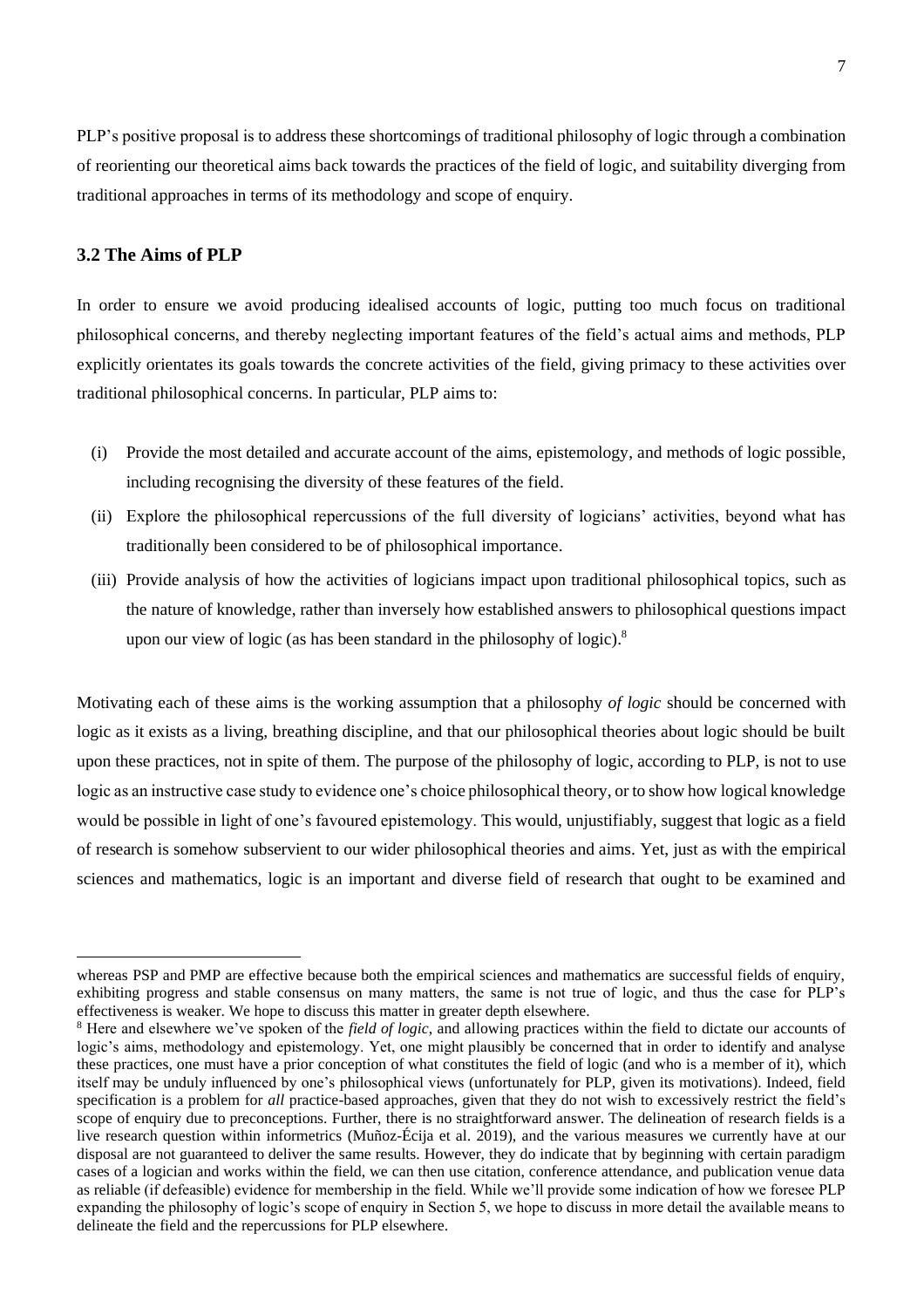PLP's positive proposal is to address these shortcomings of traditional philosophy of logic through a combination of reorienting our theoretical aims back towards the practices of the field of logic, and suitability diverging from traditional approaches in terms of its methodology and scope of enquiry.

### 3.2 The Aims of PLP

In order to ensure we avoid producing idealised accounts of logic, putting too much focus on traditional philosophical concerns, and thereby neglecting important features of the field's actual aims and methods, PLP explicitly orientates its goals towards the concrete activities of the field, giving primacy to these activities over traditional philosophical concerns. In particular, PLP aims to:

(i) Provide the most detailed and accurate account of the aims, epistemology, and methods of logic possible, including recognising the diversity of these features of the field.

(ii) Explore the philosophical repercussions of the full diversity of logicians' activities, beyond what has traditionally been considered to be of philosophical importance.

(iii) Provide analysis of how the activities of logicians impact upon traditional philosophical topics, such as the nature of knowledge, rather than inversely how established answers to philosophical questions impact upon our view of logic (as has been standard in the philosophy of logic).[8]

Motivating each of these aims is the working assumption that a philosophy *of logic* should be concerned with logic as it exists as a living, breathing discipline, and that our philosophical theories about logic should be built upon these practices, not in spite of them. The purpose of the philosophy of logic, according to PLP, is not to use logic as an instructive case study to evidence one's choice philosophical theory, or to show how logical knowledge would be possible in light of one's favoured epistemology. This would, unjustifiably, suggest that logic as a field of research is somehow subservient to our wider philosophical theories and aims. Yet, just as with the empirical sciences and mathematics, logic is an important and diverse field of research that ought to be examined and

---

whereas PSP and PMP are effective because both the empirical sciences and mathematics are successful fields of enquiry, exhibiting progress and stable consensus on many matters, the same is not true of logic, and thus the case for PLP's effectiveness is weaker. We hope to discuss this matter in greater depth elsewhere.

[8] Here and elsewhere we've spoken of the *field of logic*, and allowing practices within the field to dictate our accounts of logic's aims, methodology and epistemology. Yet, one might plausibly be concerned that in order to identify and analyse these practices, one must have a prior conception of what constitutes the field of logic (and who is a member of it), which itself may be unduly influenced by one's philosophical views (unfortunately for PLP, given its motivations). Indeed, field specification is a problem for *all* practice-based approaches, given that they do not wish to excessively restrict the field's scope of enquiry due to preconceptions. Further, there is no straightforward answer. The delineation of research fields is a live research question within informetrics (Muñoz-Écija et al. 2019), and the various measures we currently have at our disposal are not guaranteed to deliver the same results. However, they do indicate that by beginning with certain paradigm cases of a logician and works within the field, we can then use citation, conference attendance, and publication venue data as reliable (if defeasible) evidence for membership in the field. While we'll provide some indication of how we foresee PLP expanding the philosophy of logic's scope of enquiry in Section 5, we hope to discuss in more detail the available means to delineate the field and the repercussions for PLP elsewhere.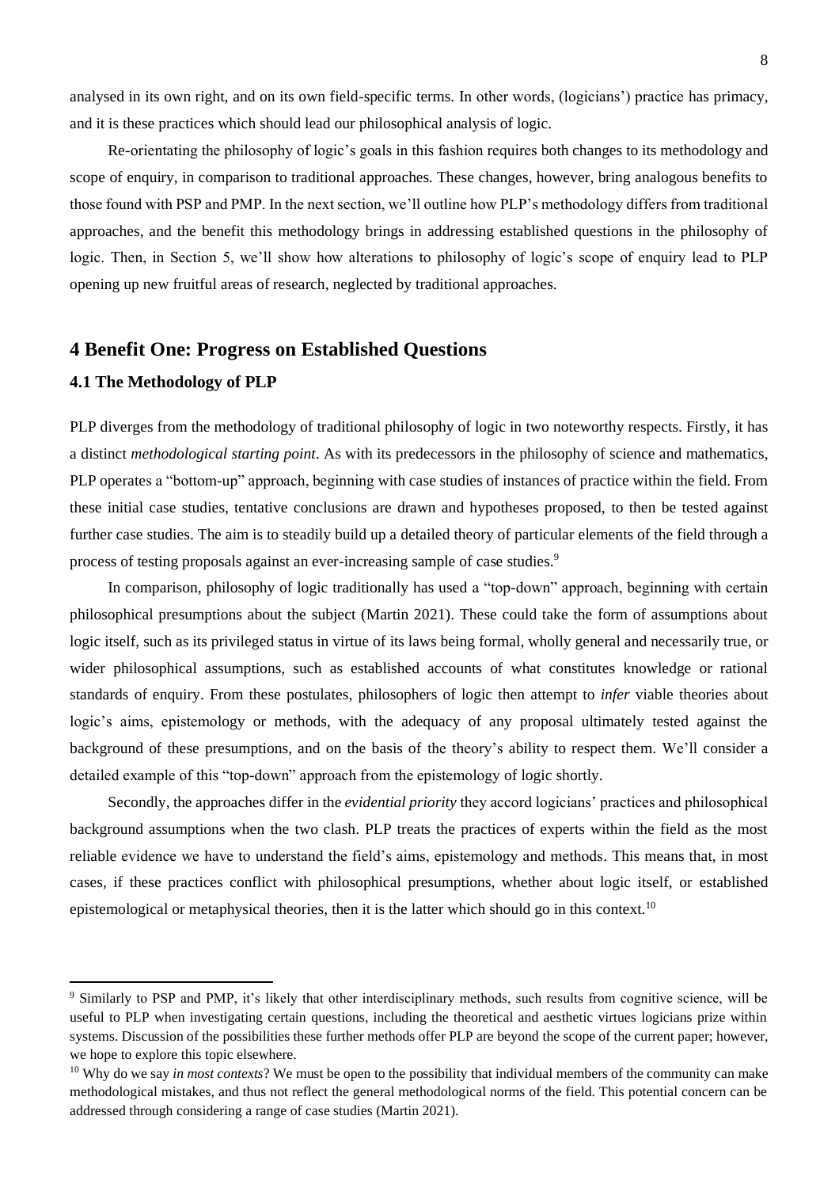analysed in its own right, and on its own field-specific terms. In other words, (logicians') practice has primacy, and it is these practices which should lead our philosophical analysis of logic.

Re-orientating the philosophy of logic's goals in this fashion requires both changes to its methodology and scope of enquiry, in comparison to traditional approaches. These changes, however, bring analogous benefits to those found with PSP and PMP. In the next section, we'll outline how PLP's methodology differs from traditional approaches, and the benefit this methodology brings in addressing established questions in the philosophy of logic. Then, in Section 5, we'll show how alterations to philosophy of logic's scope of enquiry lead to PLP opening up new fruitful areas of research, neglected by traditional approaches.

## 4 Benefit One: Progress on Established Questions

### 4.1 The Methodology of PLP

PLP diverges from the methodology of traditional philosophy of logic in two noteworthy respects. Firstly, it has a distinct *methodological starting point*. As with its predecessors in the philosophy of science and mathematics, PLP operates a "bottom-up" approach, beginning with case studies of instances of practice within the field. From these initial case studies, tentative conclusions are drawn and hypotheses proposed, to then be tested against further case studies. The aim is to steadily build up a detailed theory of particular elements of the field through a process of testing proposals against an ever-increasing sample of case studies.[9]

In comparison, philosophy of logic traditionally has used a "top-down" approach, beginning with certain philosophical presumptions about the subject (Martin 2021). These could take the form of assumptions about logic itself, such as its privileged status in virtue of its laws being formal, wholly general and necessarily true, or wider philosophical assumptions, such as established accounts of what constitutes knowledge or rational standards of enquiry. From these postulates, philosophers of logic then attempt to *infer* viable theories about logic's aims, epistemology or methods, with the adequacy of any proposal ultimately tested against the background of these presumptions, and on the basis of the theory's ability to respect them. We'll consider a detailed example of this "top-down" approach from the epistemology of logic shortly.

Secondly, the approaches differ in the *evidential priority* they accord logicians' practices and philosophical background assumptions when the two clash. PLP treats the practices of experts within the field as the most reliable evidence we have to understand the field's aims, epistemology and methods. This means that, in most cases, if these practices conflict with philosophical presumptions, whether about logic itself, or established epistemological or metaphysical theories, then it is the latter which should go in this context.[10]

---

[9] Similarly to PSP and PMP, it's likely that other interdisciplinary methods, such results from cognitive science, will be useful to PLP when investigating certain questions, including the theoretical and aesthetic virtues logicians prize within systems. Discussion of the possibilities these further methods offer PLP are beyond the scope of the current paper; however, we hope to explore this topic elsewhere.

[10] Why do we say *in most contexts*? We must be open to the possibility that individual members of the community can make methodological mistakes, and thus not reflect the general methodological norms of the field. This potential concern can be addressed through considering a range of case studies (Martin 2021).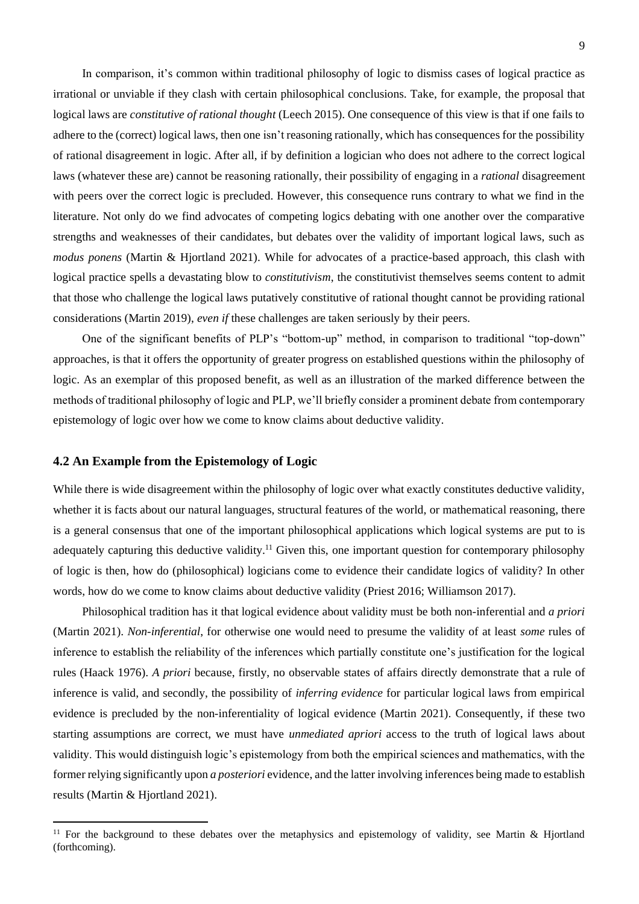In comparison, it's common within traditional philosophy of logic to dismiss cases of logical practice as irrational or unviable if they clash with certain philosophical conclusions. Take, for example, the proposal that logical laws are *constitutive of rational thought* (Leech 2015). One consequence of this view is that if one fails to adhere to the (correct) logical laws, then one isn't reasoning rationally, which has consequences for the possibility of rational disagreement in logic. After all, if by definition a logician who does not adhere to the correct logical laws (whatever these are) cannot be reasoning rationally, their possibility of engaging in a *rational* disagreement with peers over the correct logic is precluded. However, this consequence runs contrary to what we find in the literature. Not only do we find advocates of competing logics debating with one another over the comparative strengths and weaknesses of their candidates, but debates over the validity of important logical laws, such as *modus ponens* (Martin & Hjortland 2021). While for advocates of a practice-based approach, this clash with logical practice spells a devastating blow to *constitutivism*, the constitutivist themselves seems content to admit that those who challenge the logical laws putatively constitutive of rational thought cannot be providing rational considerations (Martin 2019), *even if* these challenges are taken seriously by their peers.

One of the significant benefits of PLP's "bottom-up" method, in comparison to traditional "top-down" approaches, is that it offers the opportunity of greater progress on established questions within the philosophy of logic. As an exemplar of this proposed benefit, as well as an illustration of the marked difference between the methods of traditional philosophy of logic and PLP, we'll briefly consider a prominent debate from contemporary epistemology of logic over how we come to know claims about deductive validity.

## 4.2 An Example from the Epistemology of Logic

While there is wide disagreement within the philosophy of logic over what exactly constitutes deductive validity, whether it is facts about our natural languages, structural features of the world, or mathematical reasoning, there is a general consensus that one of the important philosophical applications which logical systems are put to is adequately capturing this deductive validity.[11] Given this, one important question for contemporary philosophy of logic is then, how do (philosophical) logicians come to evidence their candidate logics of validity? In other words, how do we come to know claims about deductive validity (Priest 2016; Williamson 2017).

Philosophical tradition has it that logical evidence about validity must be both non-inferential and *a priori* (Martin 2021). *Non-inferential*, for otherwise one would need to presume the validity of at least *some* rules of inference to establish the reliability of the inferences which partially constitute one's justification for the logical rules (Haack 1976). *A priori* because, firstly, no observable states of affairs directly demonstrate that a rule of inference is valid, and secondly, the possibility of *inferring evidence* for particular logical laws from empirical evidence is precluded by the non-inferentiality of logical evidence (Martin 2021). Consequently, if these two starting assumptions are correct, we must have *unmediated apriori* access to the truth of logical laws about validity. This would distinguish logic's epistemology from both the empirical sciences and mathematics, with the former relying significantly upon *a posteriori* evidence, and the latter involving inferences being made to establish results (Martin & Hjortland 2021).

[11] For the background to these debates over the metaphysics and epistemology of validity, see Martin & Hjortland (forthcoming).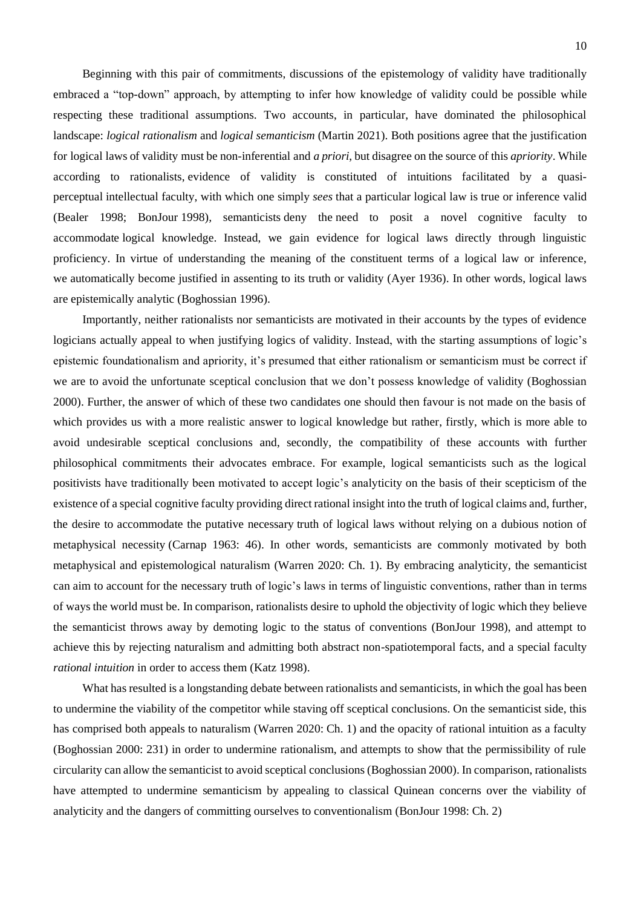Beginning with this pair of commitments, discussions of the epistemology of validity have traditionally embraced a "top-down" approach, by attempting to infer how knowledge of validity could be possible while respecting these traditional assumptions. Two accounts, in particular, have dominated the philosophical landscape: *logical rationalism* and *logical semanticism* (Martin 2021). Both positions agree that the justification for logical laws of validity must be non-inferential and *a priori*, but disagree on the source of this *apriority*. While according to rationalists, evidence of validity is constituted of intuitions facilitated by a quasi-perceptual intellectual faculty, with which one simply *sees* that a particular logical law is true or inference valid (Bealer 1998; BonJour 1998), semanticists deny the need to posit a novel cognitive faculty to accommodate logical knowledge. Instead, we gain evidence for logical laws directly through linguistic proficiency. In virtue of understanding the meaning of the constituent terms of a logical law or inference, we automatically become justified in assenting to its truth or validity (Ayer 1936). In other words, logical laws are epistemically analytic (Boghossian 1996).

Importantly, neither rationalists nor semanticists are motivated in their accounts by the types of evidence logicians actually appeal to when justifying logics of validity. Instead, with the starting assumptions of logic's epistemic foundationalism and apriority, it's presumed that either rationalism or semanticism must be correct if we are to avoid the unfortunate sceptical conclusion that we don't possess knowledge of validity (Boghossian 2000). Further, the answer of which of these two candidates one should then favour is not made on the basis of which provides us with a more realistic answer to logical knowledge but rather, firstly, which is more able to avoid undesirable sceptical conclusions and, secondly, the compatibility of these accounts with further philosophical commitments their advocates embrace. For example, logical semanticists such as the logical positivists have traditionally been motivated to accept logic's analyticity on the basis of their scepticism of the existence of a special cognitive faculty providing direct rational insight into the truth of logical claims and, further, the desire to accommodate the putative necessary truth of logical laws without relying on a dubious notion of metaphysical necessity (Carnap 1963: 46). In other words, semanticists are commonly motivated by both metaphysical and epistemological naturalism (Warren 2020: Ch. 1). By embracing analyticity, the semanticist can aim to account for the necessary truth of logic's laws in terms of linguistic conventions, rather than in terms of ways the world must be. In comparison, rationalists desire to uphold the objectivity of logic which they believe the semanticist throws away by demoting logic to the status of conventions (BonJour 1998), and attempt to achieve this by rejecting naturalism and admitting both abstract non-spatiotemporal facts, and a special faculty *rational intuition* in order to access them (Katz 1998).

What has resulted is a longstanding debate between rationalists and semanticists, in which the goal has been to undermine the viability of the competitor while staving off sceptical conclusions. On the semanticist side, this has comprised both appeals to naturalism (Warren 2020: Ch. 1) and the opacity of rational intuition as a faculty (Boghossian 2000: 231) in order to undermine rationalism, and attempts to show that the permissibility of rule circularity can allow the semanticist to avoid sceptical conclusions (Boghossian 2000). In comparison, rationalists have attempted to undermine semanticism by appealing to classical Quinean concerns over the viability of analyticity and the dangers of committing ourselves to conventionalism (BonJour 1998: Ch. 2)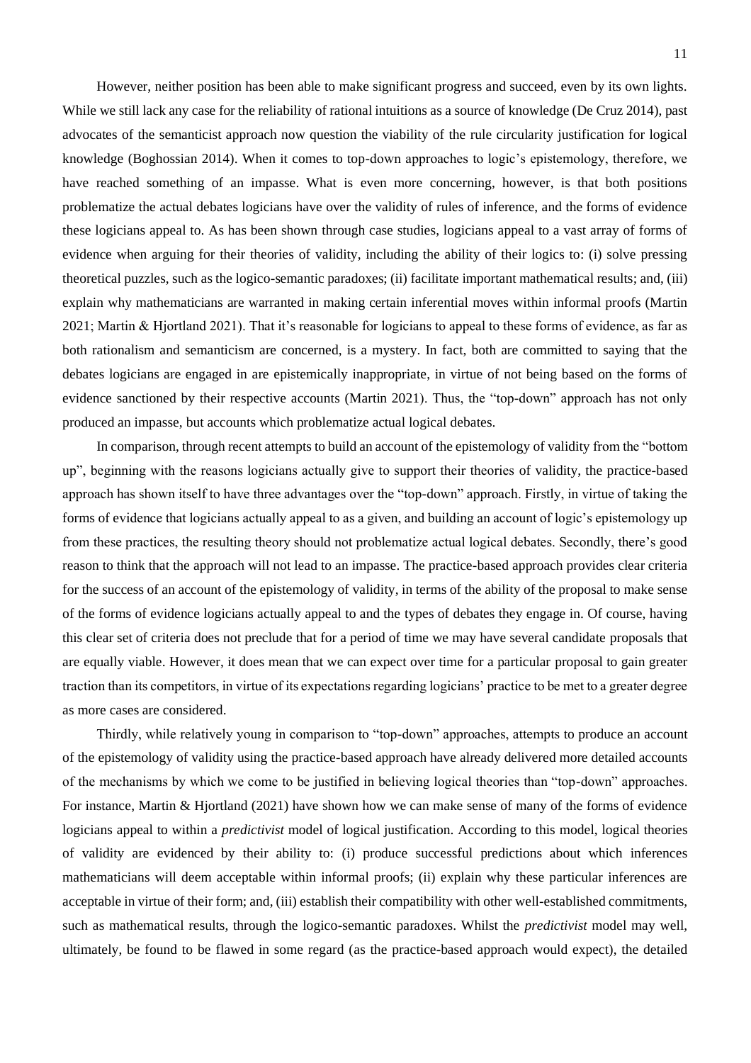However, neither position has been able to make significant progress and succeed, even by its own lights. While we still lack any case for the reliability of rational intuitions as a source of knowledge (De Cruz 2014), past advocates of the semanticist approach now question the viability of the rule circularity justification for logical knowledge (Boghossian 2014). When it comes to top-down approaches to logic's epistemology, therefore, we have reached something of an impasse. What is even more concerning, however, is that both positions problematize the actual debates logicians have over the validity of rules of inference, and the forms of evidence these logicians appeal to. As has been shown through case studies, logicians appeal to a vast array of forms of evidence when arguing for their theories of validity, including the ability of their logics to: (i) solve pressing theoretical puzzles, such as the logico-semantic paradoxes; (ii) facilitate important mathematical results; and, (iii) explain why mathematicians are warranted in making certain inferential moves within informal proofs (Martin 2021; Martin & Hjortland 2021). That it's reasonable for logicians to appeal to these forms of evidence, as far as both rationalism and semanticism are concerned, is a mystery. In fact, both are committed to saying that the debates logicians are engaged in are epistemically inappropriate, in virtue of not being based on the forms of evidence sanctioned by their respective accounts (Martin 2021). Thus, the "top-down" approach has not only produced an impasse, but accounts which problematize actual logical debates.

In comparison, through recent attempts to build an account of the epistemology of validity from the "bottom up", beginning with the reasons logicians actually give to support their theories of validity, the practice-based approach has shown itself to have three advantages over the "top-down" approach. Firstly, in virtue of taking the forms of evidence that logicians actually appeal to as a given, and building an account of logic's epistemology up from these practices, the resulting theory should not problematize actual logical debates. Secondly, there's good reason to think that the approach will not lead to an impasse. The practice-based approach provides clear criteria for the success of an account of the epistemology of validity, in terms of the ability of the proposal to make sense of the forms of evidence logicians actually appeal to and the types of debates they engage in. Of course, having this clear set of criteria does not preclude that for a period of time we may have several candidate proposals that are equally viable. However, it does mean that we can expect over time for a particular proposal to gain greater traction than its competitors, in virtue of its expectations regarding logicians' practice to be met to a greater degree as more cases are considered.

Thirdly, while relatively young in comparison to "top-down" approaches, attempts to produce an account of the epistemology of validity using the practice-based approach have already delivered more detailed accounts of the mechanisms by which we come to be justified in believing logical theories than "top-down" approaches. For instance, Martin & Hjortland (2021) have shown how we can make sense of many of the forms of evidence logicians appeal to within a *predictivist* model of logical justification. According to this model, logical theories of validity are evidenced by their ability to: (i) produce successful predictions about which inferences mathematicians will deem acceptable within informal proofs; (ii) explain why these particular inferences are acceptable in virtue of their form; and, (iii) establish their compatibility with other well-established commitments, such as mathematical results, through the logico-semantic paradoxes. Whilst the *predictivist* model may well, ultimately, be found to be flawed in some regard (as the practice-based approach would expect), the detailed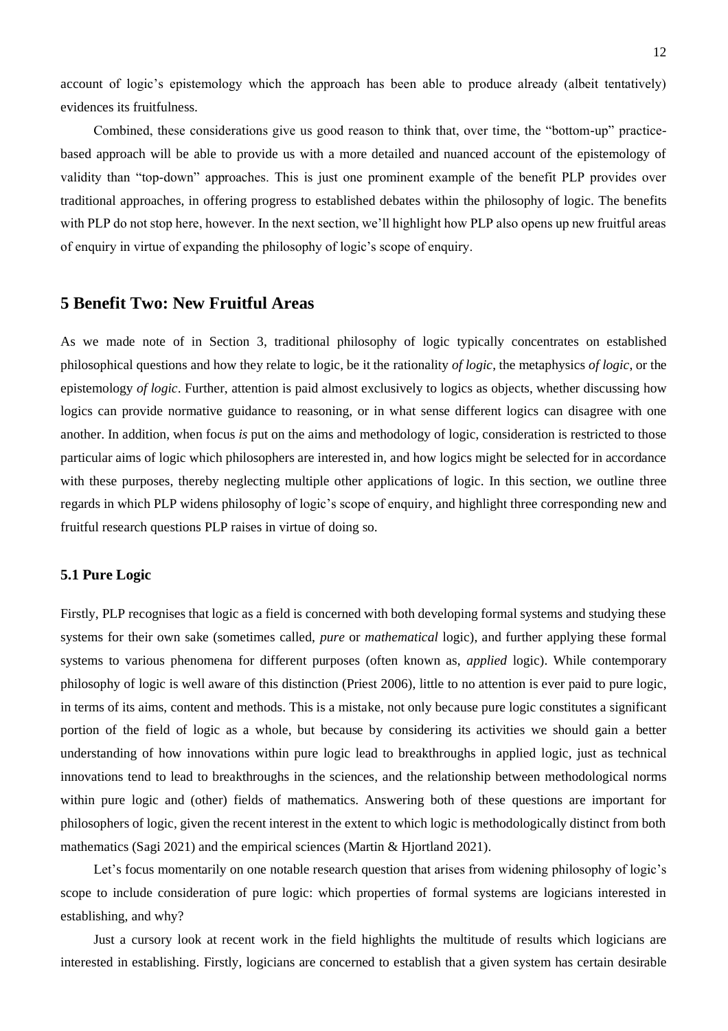account of logic's epistemology which the approach has been able to produce already (albeit tentatively) evidences its fruitfulness.

Combined, these considerations give us good reason to think that, over time, the "bottom-up" practice-based approach will be able to provide us with a more detailed and nuanced account of the epistemology of validity than "top-down" approaches. This is just one prominent example of the benefit PLP provides over traditional approaches, in offering progress to established debates within the philosophy of logic. The benefits with PLP do not stop here, however. In the next section, we'll highlight how PLP also opens up new fruitful areas of enquiry in virtue of expanding the philosophy of logic's scope of enquiry.

## 5 Benefit Two: New Fruitful Areas

As we made note of in Section 3, traditional philosophy of logic typically concentrates on established philosophical questions and how they relate to logic, be it the rationality *of logic*, the metaphysics *of logic*, or the epistemology *of logic*. Further, attention is paid almost exclusively to logics as objects, whether discussing how logics can provide normative guidance to reasoning, or in what sense different logics can disagree with one another. In addition, when focus *is* put on the aims and methodology of logic, consideration is restricted to those particular aims of logic which philosophers are interested in, and how logics might be selected for in accordance with these purposes, thereby neglecting multiple other applications of logic. In this section, we outline three regards in which PLP widens philosophy of logic's scope of enquiry, and highlight three corresponding new and fruitful research questions PLP raises in virtue of doing so.

### 5.1 Pure Logic

Firstly, PLP recognises that logic as a field is concerned with both developing formal systems and studying these systems for their own sake (sometimes called, *pure* or *mathematical* logic), and further applying these formal systems to various phenomena for different purposes (often known as, *applied* logic). While contemporary philosophy of logic is well aware of this distinction (Priest 2006), little to no attention is ever paid to pure logic, in terms of its aims, content and methods. This is a mistake, not only because pure logic constitutes a significant portion of the field of logic as a whole, but because by considering its activities we should gain a better understanding of how innovations within pure logic lead to breakthroughs in applied logic, just as technical innovations tend to lead to breakthroughs in the sciences, and the relationship between methodological norms within pure logic and (other) fields of mathematics. Answering both of these questions are important for philosophers of logic, given the recent interest in the extent to which logic is methodologically distinct from both mathematics (Sagi 2021) and the empirical sciences (Martin & Hjortland 2021).

Let's focus momentarily on one notable research question that arises from widening philosophy of logic's scope to include consideration of pure logic: which properties of formal systems are logicians interested in establishing, and why?

Just a cursory look at recent work in the field highlights the multitude of results which logicians are interested in establishing. Firstly, logicians are concerned to establish that a given system has certain desirable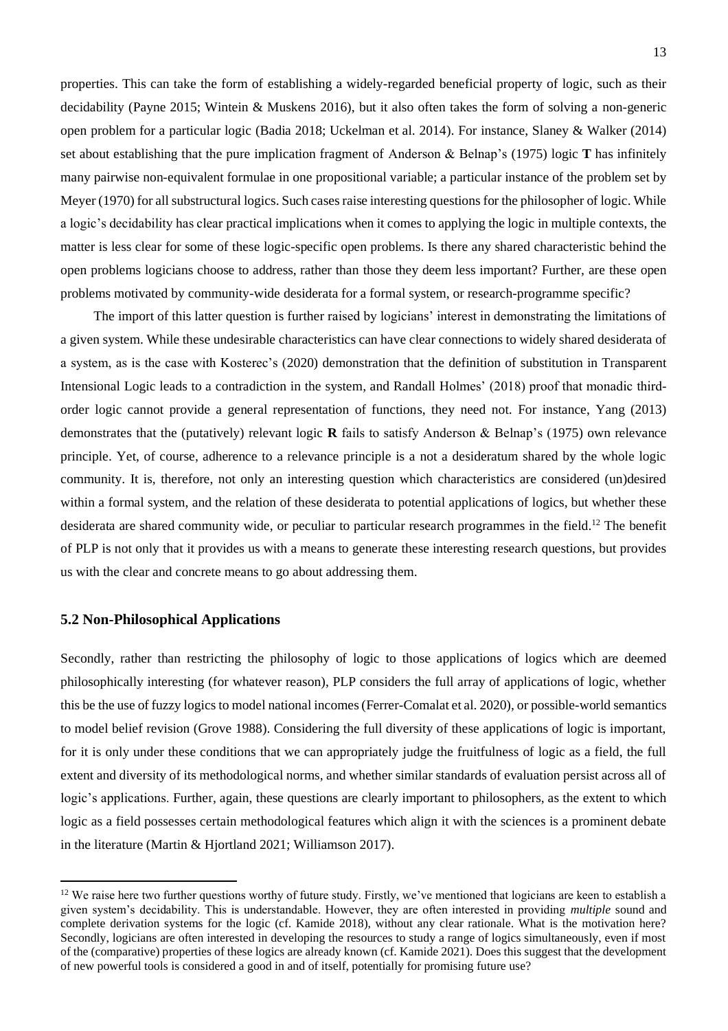properties. This can take the form of establishing a widely-regarded beneficial property of logic, such as their decidability (Payne 2015; Wintein & Muskens 2016), but it also often takes the form of solving a non-generic open problem for a particular logic (Badia 2018; Uckelman et al. 2014). For instance, Slaney & Walker (2014) set about establishing that the pure implication fragment of Anderson & Belnap's (1975) logic **T** has infinitely many pairwise non-equivalent formulae in one propositional variable; a particular instance of the problem set by Meyer (1970) for all substructural logics. Such cases raise interesting questions for the philosopher of logic. While a logic's decidability has clear practical implications when it comes to applying the logic in multiple contexts, the matter is less clear for some of these logic-specific open problems. Is there any shared characteristic behind the open problems logicians choose to address, rather than those they deem less important? Further, are these open problems motivated by community-wide desiderata for a formal system, or research-programme specific?

The import of this latter question is further raised by logicians' interest in demonstrating the limitations of a given system. While these undesirable characteristics can have clear connections to widely shared desiderata of a system, as is the case with Kosterec's (2020) demonstration that the definition of substitution in Transparent Intensional Logic leads to a contradiction in the system, and Randall Holmes' (2018) proof that monadic third-order logic cannot provide a general representation of functions, they need not. For instance, Yang (2013) demonstrates that the (putatively) relevant logic **R** fails to satisfy Anderson & Belnap's (1975) own relevance principle. Yet, of course, adherence to a relevance principle is a not a desideratum shared by the whole logic community. It is, therefore, not only an interesting question which characteristics are considered (un)desired within a formal system, and the relation of these desiderata to potential applications of logics, but whether these desiderata are shared community wide, or peculiar to particular research programmes in the field.[12] The benefit of PLP is not only that it provides us with a means to generate these interesting research questions, but provides us with the clear and concrete means to go about addressing them.

### 5.2 Non-Philosophical Applications

Secondly, rather than restricting the philosophy of logic to those applications of logics which are deemed philosophically interesting (for whatever reason), PLP considers the full array of applications of logic, whether this be the use of fuzzy logics to model national incomes (Ferrer-Comalat et al. 2020), or possible-world semantics to model belief revision (Grove 1988). Considering the full diversity of these applications of logic is important, for it is only under these conditions that we can appropriately judge the fruitfulness of logic as a field, the full extent and diversity of its methodological norms, and whether similar standards of evaluation persist across all of logic's applications. Further, again, these questions are clearly important to philosophers, as the extent to which logic as a field possesses certain methodological features which align it with the sciences is a prominent debate in the literature (Martin & Hjortland 2021; Williamson 2017).

---

[12] We raise here two further questions worthy of future study. Firstly, we've mentioned that logicians are keen to establish a given system's decidability. This is understandable. However, they are often interested in providing *multiple* sound and complete derivation systems for the logic (cf. Kamide 2018), without any clear rationale. What is the motivation here? Secondly, logicians are often interested in developing the resources to study a range of logics simultaneously, even if most of the (comparative) properties of these logics are already known (cf. Kamide 2021). Does this suggest that the development of new powerful tools is considered a good in and of itself, potentially for promising future use?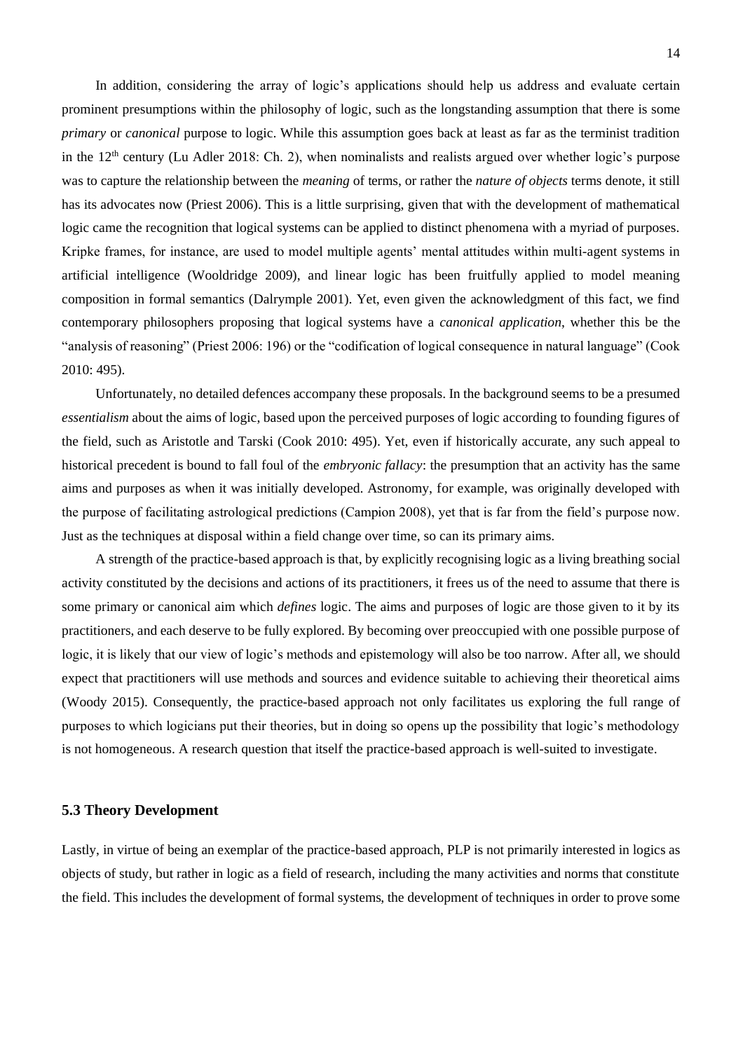In addition, considering the array of logic's applications should help us address and evaluate certain prominent presumptions within the philosophy of logic, such as the longstanding assumption that there is some *primary* or *canonical* purpose to logic. While this assumption goes back at least as far as the terminist tradition in the 12th century (Lu Adler 2018: Ch. 2), when nominalists and realists argued over whether logic's purpose was to capture the relationship between the *meaning* of terms, or rather the *nature of objects* terms denote, it still has its advocates now (Priest 2006). This is a little surprising, given that with the development of mathematical logic came the recognition that logical systems can be applied to distinct phenomena with a myriad of purposes. Kripke frames, for instance, are used to model multiple agents' mental attitudes within multi-agent systems in artificial intelligence (Wooldridge 2009), and linear logic has been fruitfully applied to model meaning composition in formal semantics (Dalrymple 2001). Yet, even given the acknowledgment of this fact, we find contemporary philosophers proposing that logical systems have a *canonical application*, whether this be the "analysis of reasoning" (Priest 2006: 196) or the "codification of logical consequence in natural language" (Cook 2010: 495).

Unfortunately, no detailed defences accompany these proposals. In the background seems to be a presumed *essentialism* about the aims of logic, based upon the perceived purposes of logic according to founding figures of the field, such as Aristotle and Tarski (Cook 2010: 495). Yet, even if historically accurate, any such appeal to historical precedent is bound to fall foul of the *embryonic fallacy*: the presumption that an activity has the same aims and purposes as when it was initially developed. Astronomy, for example, was originally developed with the purpose of facilitating astrological predictions (Campion 2008), yet that is far from the field's purpose now. Just as the techniques at disposal within a field change over time, so can its primary aims.

A strength of the practice-based approach is that, by explicitly recognising logic as a living breathing social activity constituted by the decisions and actions of its practitioners, it frees us of the need to assume that there is some primary or canonical aim which *defines* logic. The aims and purposes of logic are those given to it by its practitioners, and each deserve to be fully explored. By becoming over preoccupied with one possible purpose of logic, it is likely that our view of logic's methods and epistemology will also be too narrow. After all, we should expect that practitioners will use methods and sources and evidence suitable to achieving their theoretical aims (Woody 2015). Consequently, the practice-based approach not only facilitates us exploring the full range of purposes to which logicians put their theories, but in doing so opens up the possibility that logic's methodology is not homogeneous. A research question that itself the practice-based approach is well-suited to investigate.

### 5.3 Theory Development

Lastly, in virtue of being an exemplar of the practice-based approach, PLP is not primarily interested in logics as objects of study, but rather in logic as a field of research, including the many activities and norms that constitute the field. This includes the development of formal systems, the development of techniques in order to prove some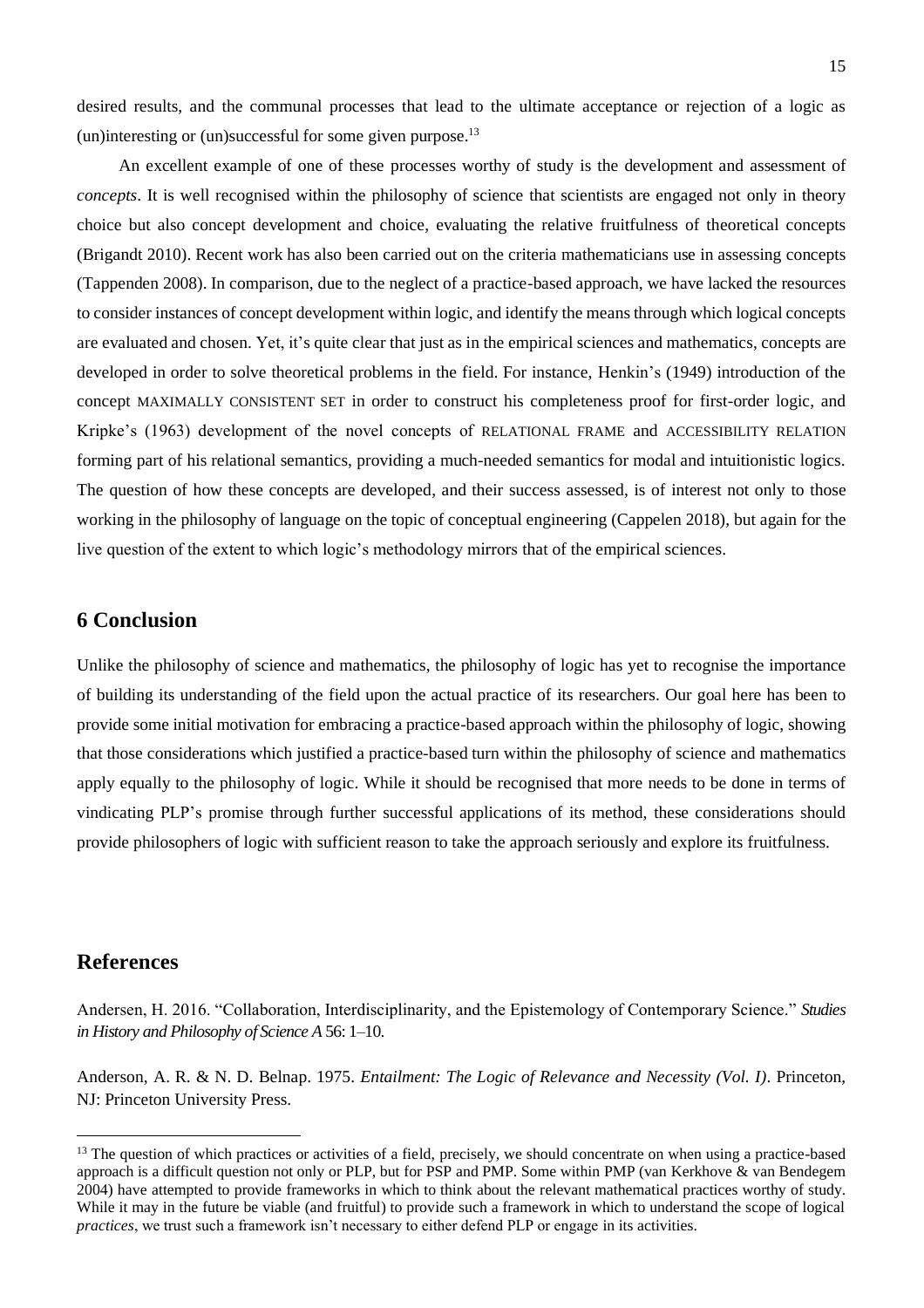desired results, and the communal processes that lead to the ultimate acceptance or rejection of a logic as (un)interesting or (un)successful for some given purpose.[13]

An excellent example of one of these processes worthy of study is the development and assessment of *concepts*. It is well recognised within the philosophy of science that scientists are engaged not only in theory choice but also concept development and choice, evaluating the relative fruitfulness of theoretical concepts (Brigandt 2010). Recent work has also been carried out on the criteria mathematicians use in assessing concepts (Tappenden 2008). In comparison, due to the neglect of a practice-based approach, we have lacked the resources to consider instances of concept development within logic, and identify the means through which logical concepts are evaluated and chosen. Yet, it's quite clear that just as in the empirical sciences and mathematics, concepts are developed in order to solve theoretical problems in the field. For instance, Henkin's (1949) introduction of the concept MAXIMALLY CONSISTENT SET in order to construct his completeness proof for first-order logic, and Kripke's (1963) development of the novel concepts of RELATIONAL FRAME and ACCESSIBILITY RELATION forming part of his relational semantics, providing a much-needed semantics for modal and intuitionistic logics. The question of how these concepts are developed, and their success assessed, is of interest not only to those working in the philosophy of language on the topic of conceptual engineering (Cappelen 2018), but again for the live question of the extent to which logic's methodology mirrors that of the empirical sciences.

## 6 Conclusion

Unlike the philosophy of science and mathematics, the philosophy of logic has yet to recognise the importance of building its understanding of the field upon the actual practice of its researchers. Our goal here has been to provide some initial motivation for embracing a practice-based approach within the philosophy of logic, showing that those considerations which justified a practice-based turn within the philosophy of science and mathematics apply equally to the philosophy of logic. While it should be recognised that more needs to be done in terms of vindicating PLP's promise through further successful applications of its method, these considerations should provide philosophers of logic with sufficient reason to take the approach seriously and explore its fruitfulness.

## References

Andersen, H. 2016. "Collaboration, Interdisciplinarity, and the Epistemology of Contemporary Science." *Studies in History and Philosophy of Science A* 56: 1–10.

Anderson, A. R. & N. D. Belnap. 1975. *Entailment: The Logic of Relevance and Necessity (Vol. I)*. Princeton, NJ: Princeton University Press.

[13] The question of which practices or activities of a field, precisely, we should concentrate on when using a practice-based approach is a difficult question not only or PLP, but for PSP and PMP. Some within PMP (van Kerkhove & van Bendegem 2004) have attempted to provide frameworks in which to think about the relevant mathematical practices worthy of study. While it may in the future be viable (and fruitful) to provide such a framework in which to understand the scope of logical *practices*, we trust such a framework isn't necessary to either defend PLP or engage in its activities.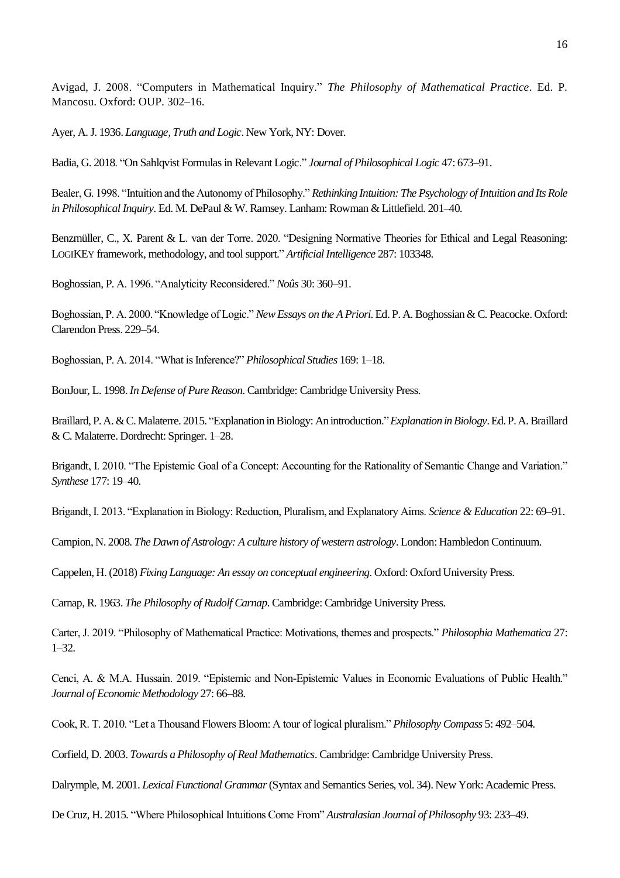Avigad, J. 2008. "Computers in Mathematical Inquiry." *The Philosophy of Mathematical Practice*. Ed. P. Mancosu. Oxford: OUP. 302–16.

Ayer, A. J. 1936. *Language, Truth and Logic*. New York, NY: Dover.

Badia, G. 2018. "On Sahlqvist Formulas in Relevant Logic." *Journal of Philosophical Logic* 47: 673–91.

Bealer, G. 1998. "Intuition and the Autonomy of Philosophy." *Rethinking Intuition: The Psychology of Intuition and Its Role in Philosophical Inquiry*. Ed. M. DePaul & W. Ramsey. Lanham: Rowman & Littlefield. 201–40.

Benzmüller, C., X. Parent & L. van der Torre. 2020. "Designing Normative Theories for Ethical and Legal Reasoning: LOGIKEY framework, methodology, and tool support." *Artificial Intelligence* 287: 103348.

Boghossian, P. A. 1996. "Analyticity Reconsidered." *Noûs* 30: 360–91.

Boghossian, P. A. 2000. "Knowledge of Logic." *New Essays on the A Priori*. Ed. P. A. Boghossian & C. Peacocke. Oxford: Clarendon Press. 229–54.

Boghossian, P. A. 2014. "What is Inference?" *Philosophical Studies* 169: 1–18.

BonJour, L. 1998. *In Defense of Pure Reason*. Cambridge: Cambridge University Press.

Braillard, P. A. & C. Malaterre. 2015. "Explanation in Biology: An introduction." *Explanation in Biology*. Ed. P. A. Braillard & C. Malaterre. Dordrecht: Springer. 1–28.

Brigandt, I. 2010. "The Epistemic Goal of a Concept: Accounting for the Rationality of Semantic Change and Variation." *Synthese* 177: 19–40.

Brigandt, I. 2013. "Explanation in Biology: Reduction, Pluralism, and Explanatory Aims. *Science & Education* 22: 69–91.

Campion, N. 2008. *The Dawn of Astrology: A culture history of western astrology*. London: Hambledon Continuum.

Cappelen, H. (2018) *Fixing Language: An essay on conceptual engineering*. Oxford: Oxford University Press.

Carnap, R. 1963. *The Philosophy of Rudolf Carnap*. Cambridge: Cambridge University Press.

Carter, J. 2019. "Philosophy of Mathematical Practice: Motivations, themes and prospects." *Philosophia Mathematica* 27: 1–32.

Cenci, A. & M.A. Hussain. 2019. "Epistemic and Non-Epistemic Values in Economic Evaluations of Public Health." *Journal of Economic Methodology* 27: 66–88.

Cook, R. T. 2010. "Let a Thousand Flowers Bloom: A tour of logical pluralism." *Philosophy Compass* 5: 492–504.

Corfield, D. 2003. *Towards a Philosophy of Real Mathematics*. Cambridge: Cambridge University Press.

Dalrymple, M. 2001. *Lexical Functional Grammar* (Syntax and Semantics Series, vol. 34). New York: Academic Press.

De Cruz, H. 2015. "Where Philosophical Intuitions Come From" *Australasian Journal of Philosophy* 93: 233–49.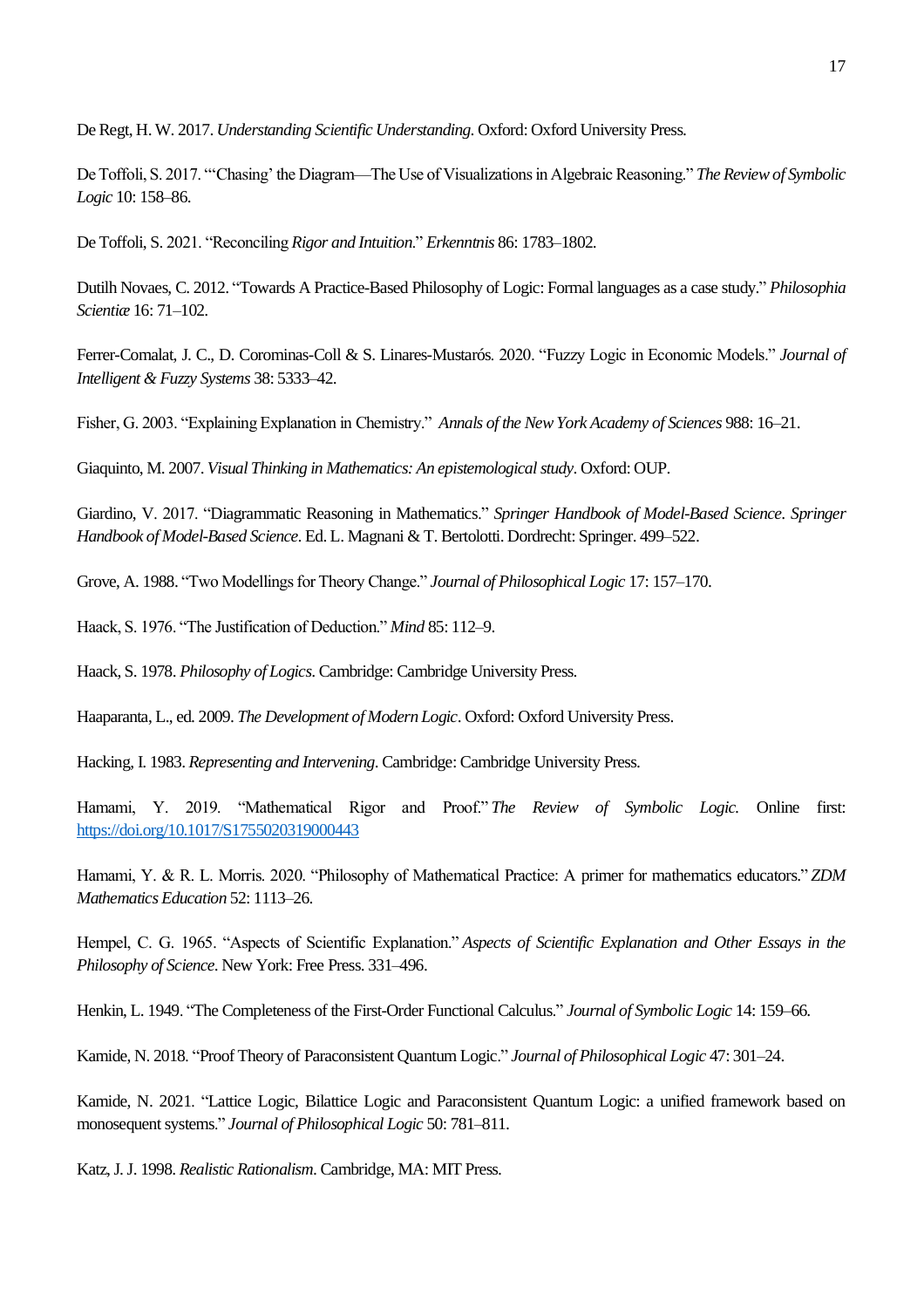De Regt, H. W. 2017. *Understanding Scientific Understanding*. Oxford: Oxford University Press.

De Toffoli, S. 2017. "'Chasing' the Diagram—The Use of Visualizations in Algebraic Reasoning." *The Review of Symbolic Logic* 10: 158–86.

De Toffoli, S. 2021. "Reconciling *Rigor and Intuition*." *Erkenntnis* 86: 1783–1802.

Dutilh Novaes, C. 2012. "Towards A Practice-Based Philosophy of Logic: Formal languages as a case study." *Philosophia Scientiæ* 16: 71–102.

Ferrer-Comalat, J. C., D. Corominas-Coll & S. Linares-Mustarós. 2020. "Fuzzy Logic in Economic Models." *Journal of Intelligent & Fuzzy Systems* 38: 5333–42.

Fisher, G. 2003. "Explaining Explanation in Chemistry." *Annals of the New York Academy of Sciences* 988: 16–21.

Giaquinto, M. 2007. *Visual Thinking in Mathematics: An epistemological study*. Oxford: OUP.

Giardino, V. 2017. "Diagrammatic Reasoning in Mathematics." *Springer Handbook of Model-Based Science*. *Springer Handbook of Model-Based Science*. Ed. L. Magnani & T. Bertolotti. Dordrecht: Springer. 499–522.

Grove, A. 1988. "Two Modellings for Theory Change." *Journal of Philosophical Logic* 17: 157–170.

Haack, S. 1976. "The Justification of Deduction." *Mind* 85: 112–9.

Haack, S. 1978. *Philosophy of Logics*. Cambridge: Cambridge University Press.

Haaparanta, L., ed. 2009. *The Development of Modern Logic*. Oxford: Oxford University Press.

Hacking, I. 1983. *Representing and Intervening*. Cambridge: Cambridge University Press.

Hamami, Y. 2019. "Mathematical Rigor and Proof." *The Review of Symbolic Logic.* Online first: https://doi.org/10.1017/S1755020319000443

Hamami, Y. & R. L. Morris. 2020. "Philosophy of Mathematical Practice: A primer for mathematics educators." *ZDM Mathematics Education* 52: 1113–26.

Hempel, C. G. 1965. "Aspects of Scientific Explanation." *Aspects of Scientific Explanation and Other Essays in the Philosophy of Science*. New York: Free Press. 331–496.

Henkin, L. 1949. "The Completeness of the First-Order Functional Calculus." *Journal of Symbolic Logic* 14: 159–66.

Kamide, N. 2018. "Proof Theory of Paraconsistent Quantum Logic." *Journal of Philosophical Logic* 47: 301–24.

Kamide, N. 2021. "Lattice Logic, Bilattice Logic and Paraconsistent Quantum Logic: a unified framework based on monosequent systems." *Journal of Philosophical Logic* 50: 781–811.

Katz, J. J. 1998. *Realistic Rationalism*. Cambridge, MA: MIT Press.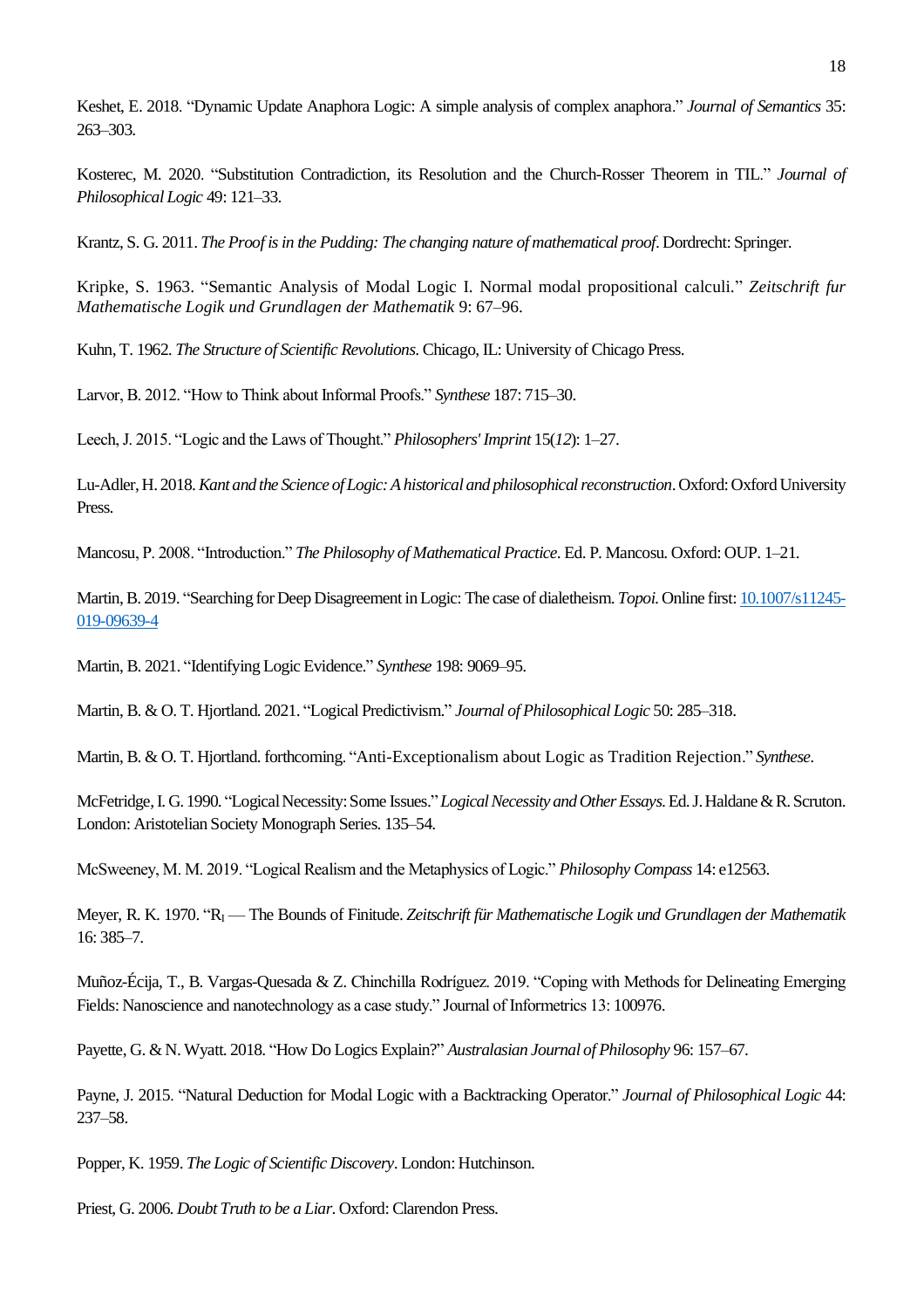Keshet, E. 2018. “Dynamic Update Anaphora Logic: A simple analysis of complex anaphora.” *Journal of Semantics* 35: 263–303.

Kosterec, M. 2020. “Substitution Contradiction, its Resolution and the Church-Rosser Theorem in TIL.” *Journal of Philosophical Logic* 49: 121–33.

Krantz, S. G. 2011. *The Proof is in the Pudding: The changing nature of mathematical proof*. Dordrecht: Springer.

Kripke, S. 1963. “Semantic Analysis of Modal Logic I. Normal modal propositional calculi.” *Zeitschrift fur Mathematische Logik und Grundlagen der Mathematik* 9: 67–96.

Kuhn, T. 1962. *The Structure of Scientific Revolutions*. Chicago, IL: University of Chicago Press.

Larvor, B. 2012. “How to Think about Informal Proofs.” *Synthese* 187: 715–30.

Leech, J. 2015. “Logic and the Laws of Thought.” *Philosophers' Imprint* 15(*12*): 1–27.

Lu-Adler, H. 2018. *Kant and the Science of Logic: A historical and philosophical reconstruction*. Oxford: Oxford University Press.

Mancosu, P. 2008. “Introduction.” *The Philosophy of Mathematical Practice*. Ed. P. Mancosu. Oxford: OUP. 1–21.

Martin, B. 2019. “Searching for Deep Disagreement in Logic: The case of dialetheism. *Topoi*. Online first: [10.1007/s11245-019-09639-4](https://doi.org/10.1007/s11245-019-09639-4)

Martin, B. 2021. “Identifying Logic Evidence.” *Synthese* 198: 9069–95.

Martin, B. & O. T. Hjortland. 2021. “Logical Predictivism.” *Journal of Philosophical Logic* 50: 285–318.

Martin, B. & O. T. Hjortland. forthcoming. “Anti-Exceptionalism about Logic as Tradition Rejection.” *Synthese*.

McFetridge, I. G. 1990. “Logical Necessity: Some Issues.” *Logical Necessity and Other Essays*. Ed. J. Haldane & R. Scruton. London: Aristotelian Society Monograph Series. 135–54.

McSweeney, M. M. 2019. “Logical Realism and the Metaphysics of Logic.” *Philosophy Compass* 14: e12563.

Meyer, R. K. 1970. “$R_I$ — The Bounds of Finitude. *Zeitschrift für Mathematische Logik und Grundlagen der Mathematik* 16: 385–7.

Muñoz-Écija, T., B. Vargas-Quesada & Z. Chinchilla Rodríguez. 2019. “Coping with Methods for Delineating Emerging Fields: Nanoscience and nanotechnology as a case study.” Journal of Informetrics 13: 100976.

Payette, G. & N. Wyatt. 2018. “How Do Logics Explain?” *Australasian Journal of Philosophy* 96: 157–67.

Payne, J. 2015. “Natural Deduction for Modal Logic with a Backtracking Operator.” *Journal of Philosophical Logic* 44: 237–58.

Popper, K. 1959. *The Logic of Scientific Discovery*. London: Hutchinson.

Priest, G. 2006. *Doubt Truth to be a Liar*. Oxford: Clarendon Press.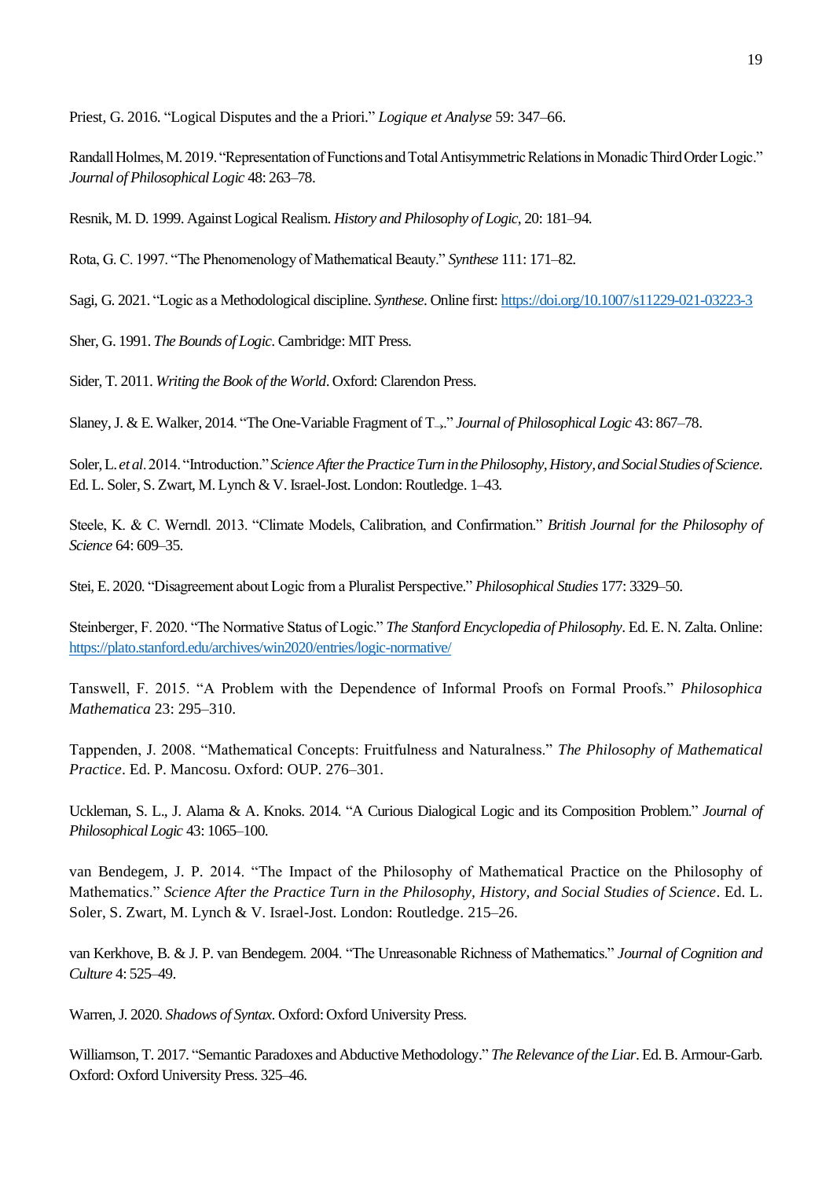Priest, G. 2016. “Logical Disputes and the a Priori.” *Logique et Analyse* 59: 347–66.

Randall Holmes, M. 2019. “Representation of Functions and Total Antisymmetric Relations in Monadic Third Order Logic.” *Journal of Philosophical Logic* 48: 263–78.

Resnik, M. D. 1999. Against Logical Realism. *History and Philosophy of Logic*, 20: 181–94.

Rota, G. C. 1997. “The Phenomenology of Mathematical Beauty.” *Synthese* 111: 171–82.

Sagi, G. 2021. “Logic as a Methodological discipline. *Synthese*. Online first: https://doi.org/10.1007/s11229-021-03223-3

Sher, G. 1991. *The Bounds of Logic*. Cambridge: MIT Press.

Sider, T. 2011. *Writing the Book of the World*. Oxford: Clarendon Press.

Slaney, J. & E. Walker, 2014. “The One-Variable Fragment of $T_{\rightarrow}$.” *Journal of Philosophical Logic* 43: 867–78.

Soler, L. *et al*. 2014. “Introduction.” *Science After the Practice Turn in the Philosophy, History, and Social Studies of Science*. Ed. L. Soler, S. Zwart, M. Lynch & V. Israel-Jost. London: Routledge. 1–43.

Steele, K. & C. Werndl. 2013. “Climate Models, Calibration, and Confirmation.” *British Journal for the Philosophy of Science* 64: 609–35.

Stei, E. 2020. “Disagreement about Logic from a Pluralist Perspective.” *Philosophical Studies* 177: 3329–50.

Steinberger, F. 2020. “The Normative Status of Logic.” *The Stanford Encyclopedia of Philosophy*. Ed. E. N. Zalta. Online: https://plato.stanford.edu/archives/win2020/entries/logic-normative/

Tanswell, F. 2015. “A Problem with the Dependence of Informal Proofs on Formal Proofs.” *Philosophica Mathematica* 23: 295–310.

Tappenden, J. 2008. “Mathematical Concepts: Fruitfulness and Naturalness.” *The Philosophy of Mathematical Practice*. Ed. P. Mancosu. Oxford: OUP. 276–301.

Uckleman, S. L., J. Alama & A. Knoks. 2014. “A Curious Dialogical Logic and its Composition Problem.” *Journal of Philosophical Logic* 43: 1065–100.

van Bendegem, J. P. 2014. “The Impact of the Philosophy of Mathematical Practice on the Philosophy of Mathematics.” *Science After the Practice Turn in the Philosophy, History, and Social Studies of Science*. Ed. L. Soler, S. Zwart, M. Lynch & V. Israel-Jost. London: Routledge. 215–26.

van Kerkhove, B. & J. P. van Bendegem. 2004. “The Unreasonable Richness of Mathematics.” *Journal of Cognition and Culture* 4: 525–49.

Warren, J. 2020. *Shadows of Syntax*. Oxford: Oxford University Press.

Williamson, T. 2017. “Semantic Paradoxes and Abductive Methodology.” *The Relevance of the Liar*. Ed. B. Armour-Garb. Oxford: Oxford University Press. 325–46.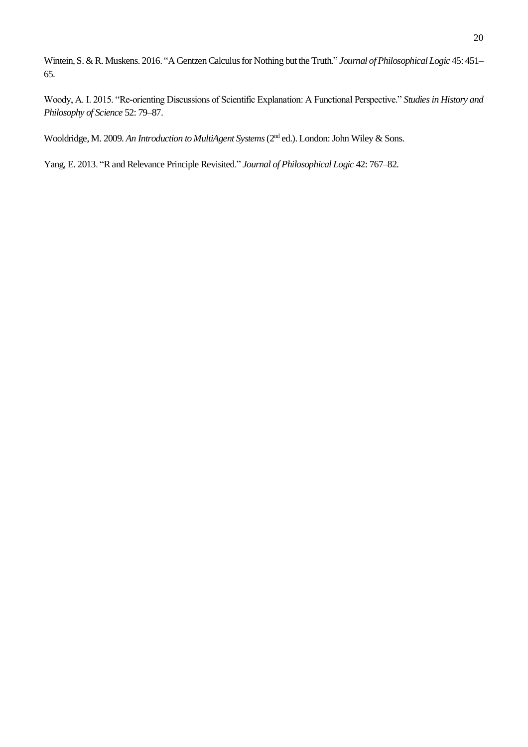Wintein, S. & R. Muskens. 2016. "A Gentzen Calculus for Nothing but the Truth." *Journal of Philosophical Logic* 45: 451–65.

Woody, A. I. 2015. "Re-orienting Discussions of Scientific Explanation: A Functional Perspective." *Studies in History and Philosophy of Science* 52: 79–87.

Wooldridge, M. 2009. *An Introduction to MultiAgent Systems* (2nd ed.). London: John Wiley & Sons.

Yang, E. 2013. "R and Relevance Principle Revisited." *Journal of Philosophical Logic* 42: 767–82.